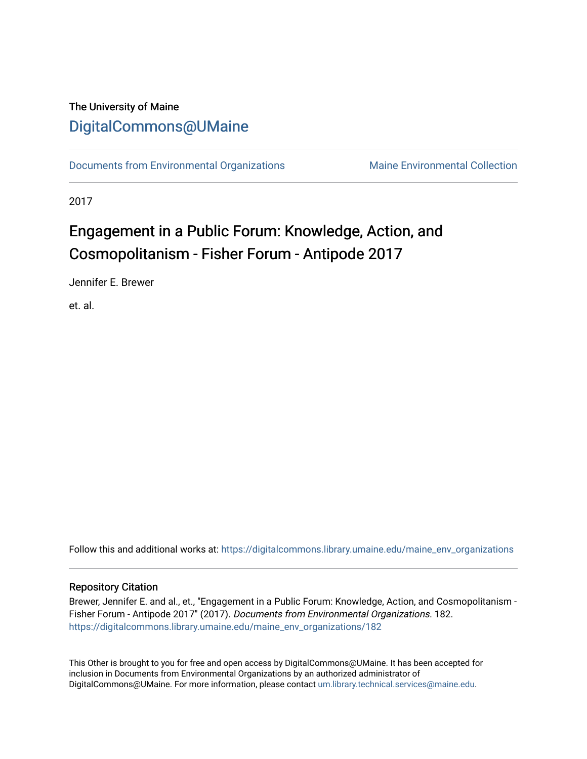The University of Maine

DigitalCommons@UMaine

Documents from Environmental Organizations | Maine Environmental Collection

2017

# Engagement in a Public Forum: Knowledge, Action, and Cosmopolitanism - Fisher Forum - Antipode 2017

Jennifer E. Brewer

et. al.

Follow this and additional works at: https://digitalcommons.library.umaine.edu/maine_env_organizations

## Repository Citation

Brewer, Jennifer E. and al., et., "Engagement in a Public Forum: Knowledge, Action, and Cosmopolitanism - Fisher Forum - Antipode 2017" (2017). *Documents from Environmental Organizations*. 182.
https://digitalcommons.library.umaine.edu/maine_env_organizations/182

This Other is brought to you for free and open access by DigitalCommons@UMaine. It has been accepted for inclusion in Documents from Environmental Organizations by an authorized administrator of DigitalCommons@UMaine. For more information, please contact um.library.technical.services@maine.edu.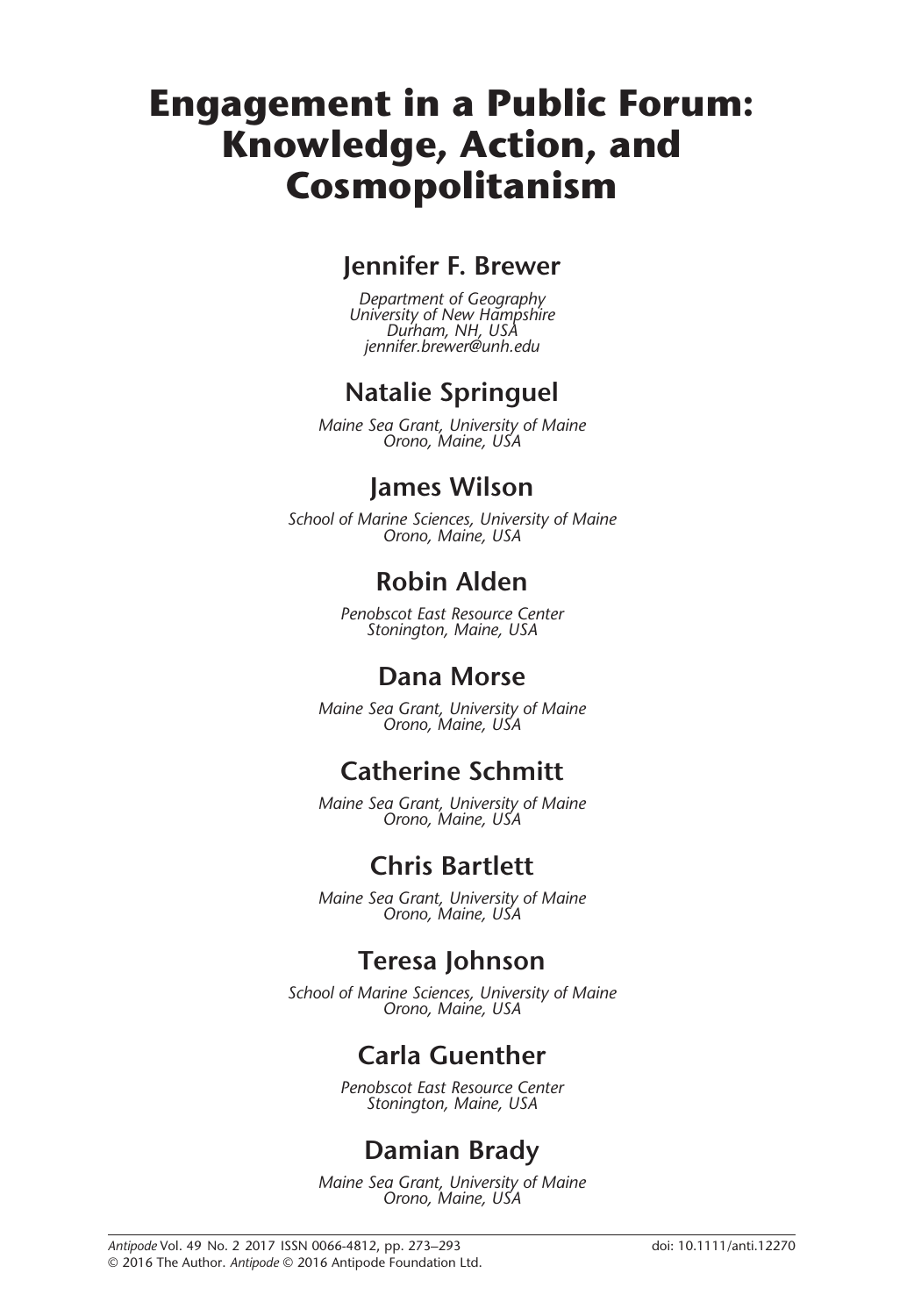# Engagement in a Public Forum: Knowledge, Action, and Cosmopolitanism

## Jennifer F. Brewer

*Department of Geography*
*University of New Hampshire*
*Durham, NH, USA*
*jennifer.brewer@unh.edu*

## Natalie Springuel

*Maine Sea Grant, University of Maine*
*Orono, Maine, USA*

## James Wilson

*School of Marine Sciences, University of Maine*
*Orono, Maine, USA*

## Robin Alden

*Penobscot East Resource Center*
*Stonington, Maine, USA*

## Dana Morse

*Maine Sea Grant, University of Maine*
*Orono, Maine, USA*

## Catherine Schmitt

*Maine Sea Grant, University of Maine*
*Orono, Maine, USA*

## Chris Bartlett

*Maine Sea Grant, University of Maine*
*Orono, Maine, USA*

## Teresa Johnson

*School of Marine Sciences, University of Maine*
*Orono, Maine, USA*

## Carla Guenther

*Penobscot East Resource Center*
*Stonington, Maine, USA*

## Damian Brady

*Maine Sea Grant, University of Maine*
*Orono, Maine, USA*

*Antipode* Vol. 49 No. 2 2017 ISSN 0066-4812, pp. 273–293 doi: 10.1111/anti.12270
© 2016 The Author. *Antipode* © 2016 Antipode Foundation Ltd.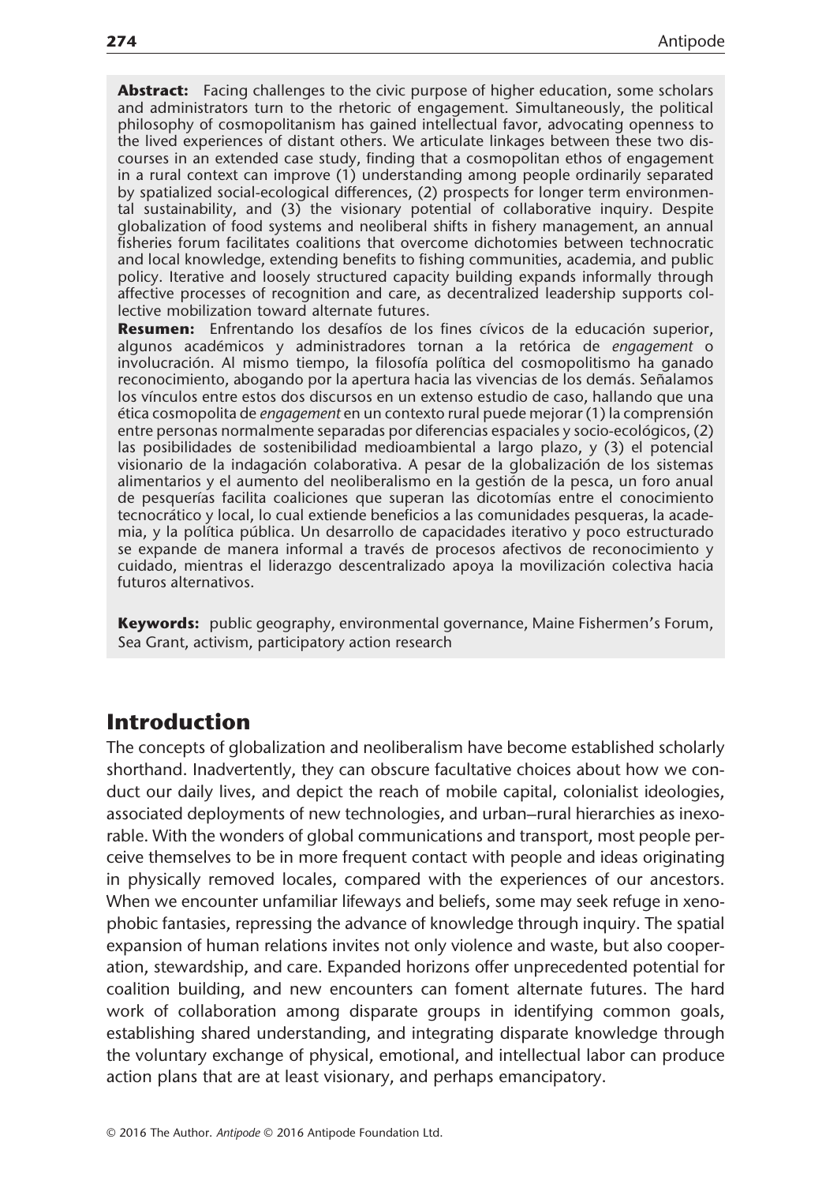**Abstract:** Facing challenges to the civic purpose of higher education, some scholars and administrators turn to the rhetoric of engagement. Simultaneously, the political philosophy of cosmopolitanism has gained intellectual favor, advocating openness to the lived experiences of distant others. We articulate linkages between these two discourses in an extended case study, finding that a cosmopolitan ethos of engagement in a rural context can improve (1) understanding among people ordinarily separated by spatialized social-ecological differences, (2) prospects for longer term environmental sustainability, and (3) the visionary potential of collaborative inquiry. Despite globalization of food systems and neoliberal shifts in fishery management, an annual fisheries forum facilitates coalitions that overcome dichotomies between technocratic and local knowledge, extending benefits to fishing communities, academia, and public policy. Iterative and loosely structured capacity building expands informally through affective processes of recognition and care, as decentralized leadership supports collective mobilization toward alternate futures.

**Resumen:** Enfrentando los desafíos de los fines cívicos de la educación superior, algunos académicos y administradores tornan a la retórica de *engagement* o involucración. Al mismo tiempo, la filosofía política del cosmopolitismo ha ganado reconocimiento, abogando por la apertura hacia las vivencias de los demás. Señalamos los vínculos entre estos dos discursos en un extenso estudio de caso, hallando que una ética cosmopolita de *engagement* en un contexto rural puede mejorar (1) la comprensión entre personas normalmente separadas por diferencias espaciales y socio-ecológicos, (2) las posibilidades de sostenibilidad medioambiental a largo plazo, y (3) el potencial visionario de la indagación colaborativa. A pesar de la globalización de los sistemas alimentarios y el aumento del neoliberalismo en la gestión de la pesca, un foro anual de pesquerías facilita coaliciones que superan las dicotomías entre el conocimiento tecnocrático y local, lo cual extiende beneficios a las comunidades pesqueras, la academia, y la política pública. Un desarrollo de capacidades iterativo y poco estructurado se expande de manera informal a través de procesos afectivos de reconocimiento y cuidado, mientras el liderazgo descentralizado apoya la movilización colectiva hacia futuros alternativos.

**Keywords:** public geography, environmental governance, Maine Fishermen's Forum, Sea Grant, activism, participatory action research

## Introduction

The concepts of globalization and neoliberalism have become established scholarly shorthand. Inadvertently, they can obscure facultative choices about how we conduct our daily lives, and depict the reach of mobile capital, colonialist ideologies, associated deployments of new technologies, and urban–rural hierarchies as inexorable. With the wonders of global communications and transport, most people perceive themselves to be in more frequent contact with people and ideas originating in physically removed locales, compared with the experiences of our ancestors. When we encounter unfamiliar lifeways and beliefs, some may seek refuge in xenophobic fantasies, repressing the advance of knowledge through inquiry. The spatial expansion of human relations invites not only violence and waste, but also cooperation, stewardship, and care. Expanded horizons offer unprecedented potential for coalition building, and new encounters can foment alternate futures. The hard work of collaboration among disparate groups in identifying common goals, establishing shared understanding, and integrating disparate knowledge through the voluntary exchange of physical, emotional, and intellectual labor can produce action plans that are at least visionary, and perhaps emancipatory.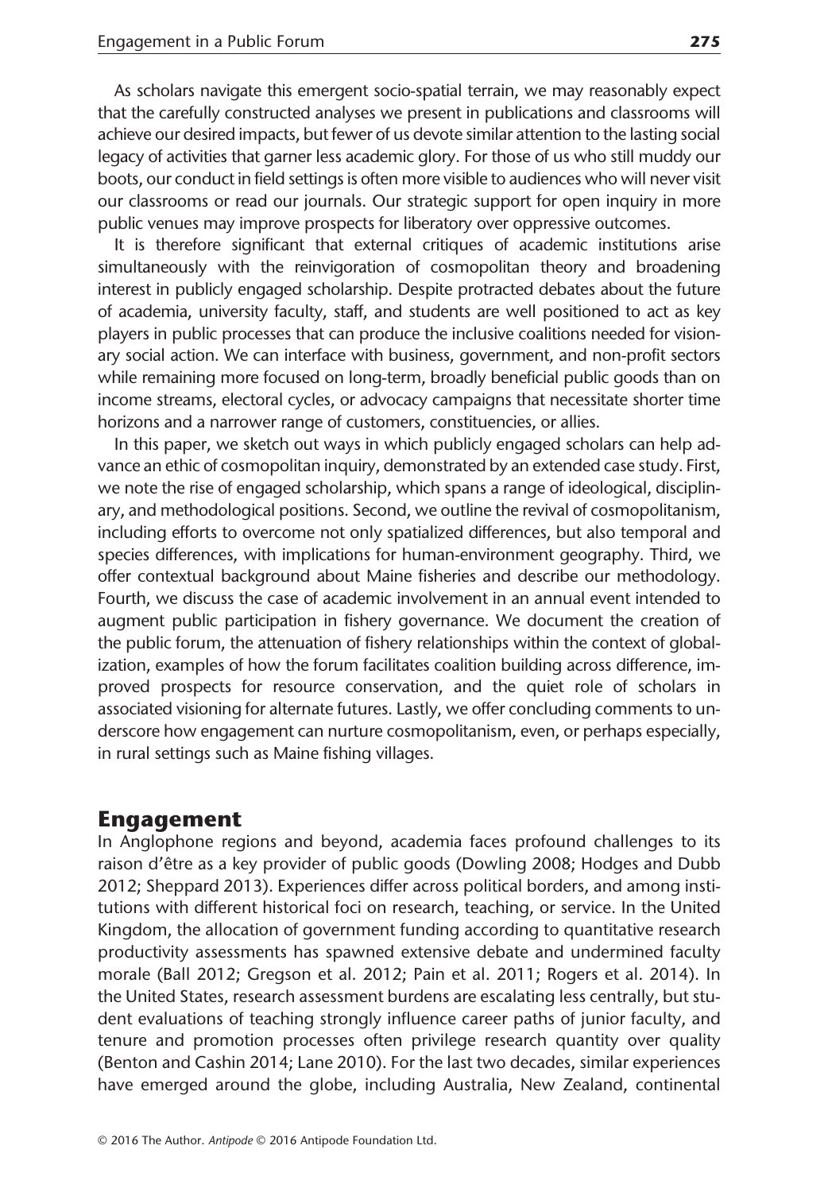As scholars navigate this emergent socio-spatial terrain, we may reasonably expect that the carefully constructed analyses we present in publications and classrooms will achieve our desired impacts, but fewer of us devote similar attention to the lasting social legacy of activities that garner less academic glory. For those of us who still muddy our boots, our conduct in field settings is often more visible to audiences who will never visit our classrooms or read our journals. Our strategic support for open inquiry in more public venues may improve prospects for liberatory over oppressive outcomes.

It is therefore significant that external critiques of academic institutions arise simultaneously with the reinvigoration of cosmopolitan theory and broadening interest in publicly engaged scholarship. Despite protracted debates about the future of academia, university faculty, staff, and students are well positioned to act as key players in public processes that can produce the inclusive coalitions needed for visionary social action. We can interface with business, government, and non-profit sectors while remaining more focused on long-term, broadly beneficial public goods than on income streams, electoral cycles, or advocacy campaigns that necessitate shorter time horizons and a narrower range of customers, constituencies, or allies.

In this paper, we sketch out ways in which publicly engaged scholars can help advance an ethic of cosmopolitan inquiry, demonstrated by an extended case study. First, we note the rise of engaged scholarship, which spans a range of ideological, disciplinary, and methodological positions. Second, we outline the revival of cosmopolitanism, including efforts to overcome not only spatialized differences, but also temporal and species differences, with implications for human-environment geography. Third, we offer contextual background about Maine fisheries and describe our methodology. Fourth, we discuss the case of academic involvement in an annual event intended to augment public participation in fishery governance. We document the creation of the public forum, the attenuation of fishery relationships within the context of globalization, examples of how the forum facilitates coalition building across difference, improved prospects for resource conservation, and the quiet role of scholars in associated visioning for alternate futures. Lastly, we offer concluding comments to underscore how engagement can nurture cosmopolitanism, even, or perhaps especially, in rural settings such as Maine fishing villages.

## Engagement

In Anglophone regions and beyond, academia faces profound challenges to its raison d'être as a key provider of public goods (Dowling 2008; Hodges and Dubb 2012; Sheppard 2013). Experiences differ across political borders, and among institutions with different historical foci on research, teaching, or service. In the United Kingdom, the allocation of government funding according to quantitative research productivity assessments has spawned extensive debate and undermined faculty morale (Ball 2012; Gregson et al. 2012; Pain et al. 2011; Rogers et al. 2014). In the United States, research assessment burdens are escalating less centrally, but student evaluations of teaching strongly influence career paths of junior faculty, and tenure and promotion processes often privilege research quantity over quality (Benton and Cashin 2014; Lane 2010). For the last two decades, similar experiences have emerged around the globe, including Australia, New Zealand, continental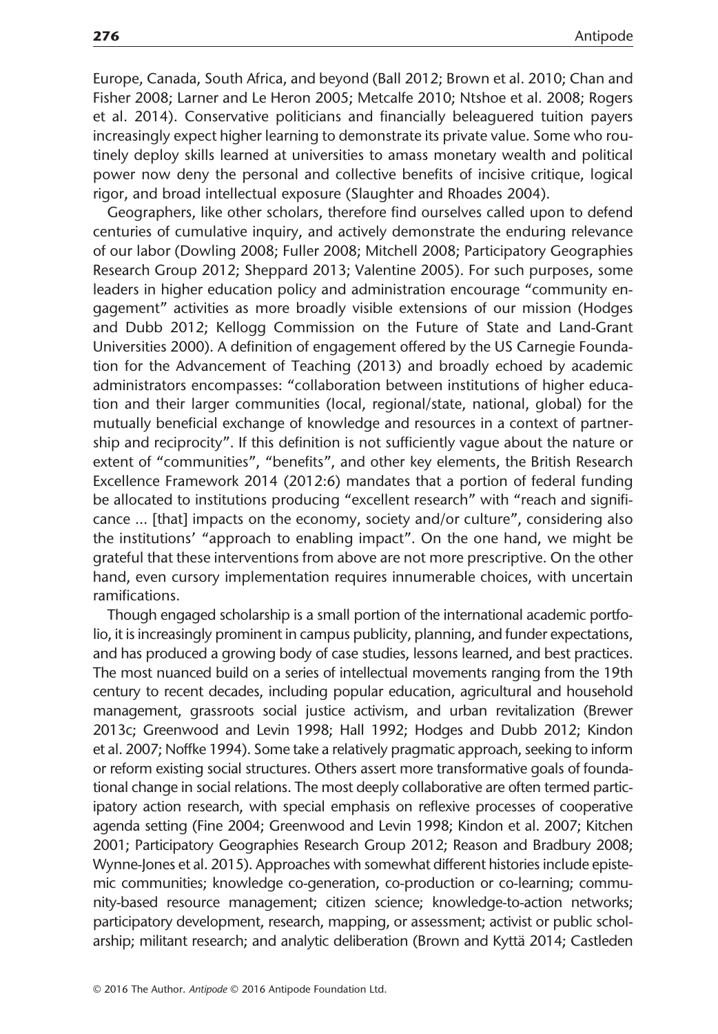Europe, Canada, South Africa, and beyond (Ball 2012; Brown et al. 2010; Chan and Fisher 2008; Larner and Le Heron 2005; Metcalfe 2010; Ntshoe et al. 2008; Rogers et al. 2014). Conservative politicians and financially beleaguered tuition payers increasingly expect higher learning to demonstrate its private value. Some who routinely deploy skills learned at universities to amass monetary wealth and political power now deny the personal and collective benefits of incisive critique, logical rigor, and broad intellectual exposure (Slaughter and Rhoades 2004).

Geographers, like other scholars, therefore find ourselves called upon to defend centuries of cumulative inquiry, and actively demonstrate the enduring relevance of our labor (Dowling 2008; Fuller 2008; Mitchell 2008; Participatory Geographies Research Group 2012; Sheppard 2013; Valentine 2005). For such purposes, some leaders in higher education policy and administration encourage "community engagement" activities as more broadly visible extensions of our mission (Hodges and Dubb 2012; Kellogg Commission on the Future of State and Land-Grant Universities 2000). A definition of engagement offered by the US Carnegie Foundation for the Advancement of Teaching (2013) and broadly echoed by academic administrators encompasses: "collaboration between institutions of higher education and their larger communities (local, regional/state, national, global) for the mutually beneficial exchange of knowledge and resources in a context of partnership and reciprocity". If this definition is not sufficiently vague about the nature or extent of "communities", "benefits", and other key elements, the British Research Excellence Framework 2014 (2012:6) mandates that a portion of federal funding be allocated to institutions producing "excellent research" with "reach and significance ... [that] impacts on the economy, society and/or culture", considering also the institutions' "approach to enabling impact". On the one hand, we might be grateful that these interventions from above are not more prescriptive. On the other hand, even cursory implementation requires innumerable choices, with uncertain ramifications.

Though engaged scholarship is a small portion of the international academic portfolio, it is increasingly prominent in campus publicity, planning, and funder expectations, and has produced a growing body of case studies, lessons learned, and best practices. The most nuanced build on a series of intellectual movements ranging from the 19th century to recent decades, including popular education, agricultural and household management, grassroots social justice activism, and urban revitalization (Brewer 2013c; Greenwood and Levin 1998; Hall 1992; Hodges and Dubb 2012; Kindon et al. 2007; Noffke 1994). Some take a relatively pragmatic approach, seeking to inform or reform existing social structures. Others assert more transformative goals of foundational change in social relations. The most deeply collaborative are often termed participatory action research, with special emphasis on reflexive processes of cooperative agenda setting (Fine 2004; Greenwood and Levin 1998; Kindon et al. 2007; Kitchen 2001; Participatory Geographies Research Group 2012; Reason and Bradbury 2008; Wynne-Jones et al. 2015). Approaches with somewhat different histories include epistemic communities; knowledge co-generation, co-production or co-learning; community-based resource management; citizen science; knowledge-to-action networks; participatory development, research, mapping, or assessment; activist or public scholarship; militant research; and analytic deliberation (Brown and Kyttä 2014; Castleden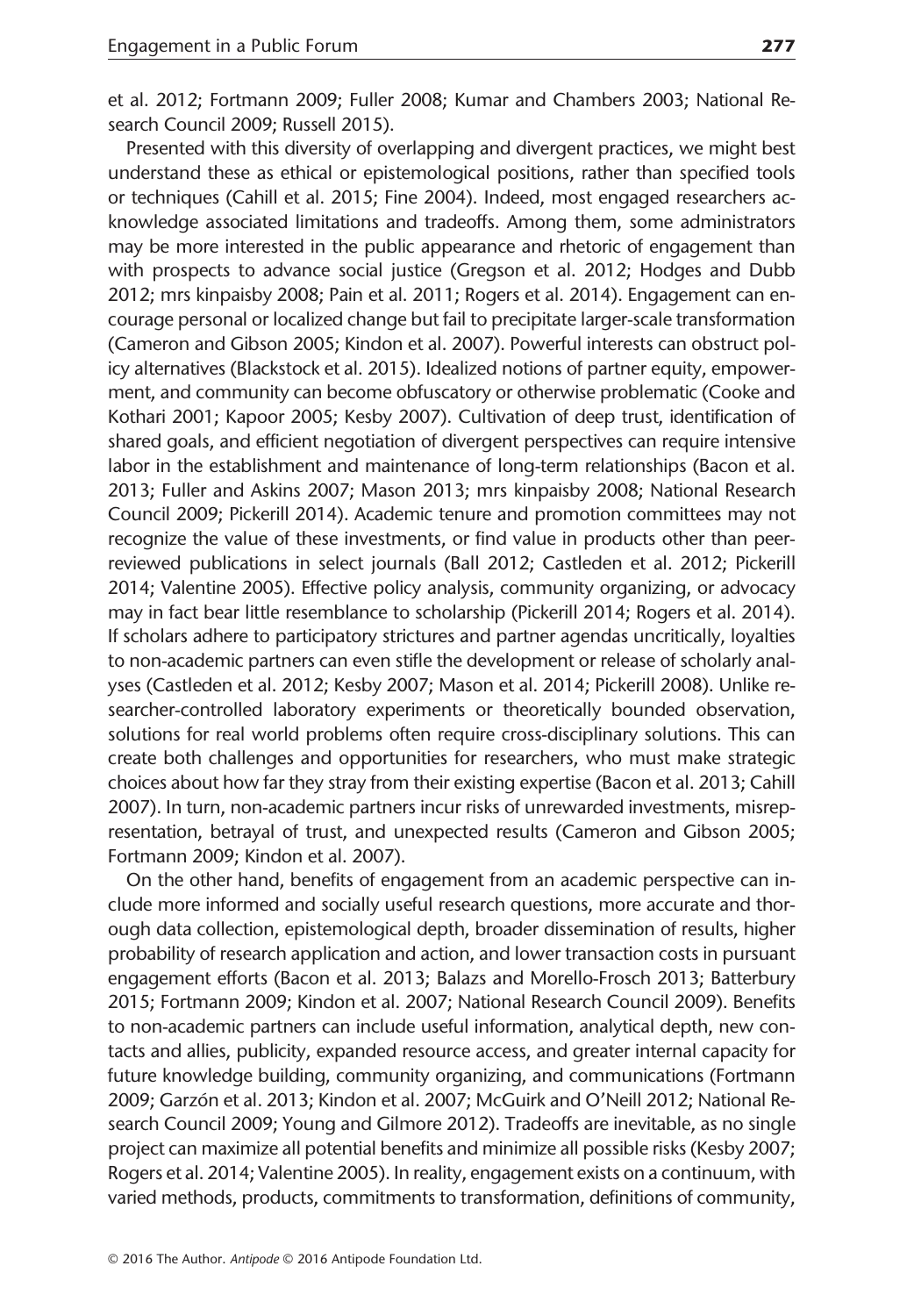et al. 2012; Fortmann 2009; Fuller 2008; Kumar and Chambers 2003; National Research Council 2009; Russell 2015).

Presented with this diversity of overlapping and divergent practices, we might best understand these as ethical or epistemological positions, rather than specified tools or techniques (Cahill et al. 2015; Fine 2004). Indeed, most engaged researchers acknowledge associated limitations and tradeoffs. Among them, some administrators may be more interested in the public appearance and rhetoric of engagement than with prospects to advance social justice (Gregson et al. 2012; Hodges and Dubb 2012; mrs kinpaisby 2008; Pain et al. 2011; Rogers et al. 2014). Engagement can encourage personal or localized change but fail to precipitate larger-scale transformation (Cameron and Gibson 2005; Kindon et al. 2007). Powerful interests can obstruct policy alternatives (Blackstock et al. 2015). Idealized notions of partner equity, empowerment, and community can become obfuscatory or otherwise problematic (Cooke and Kothari 2001; Kapoor 2005; Kesby 2007). Cultivation of deep trust, identification of shared goals, and efficient negotiation of divergent perspectives can require intensive labor in the establishment and maintenance of long-term relationships (Bacon et al. 2013; Fuller and Askins 2007; Mason 2013; mrs kinpaisby 2008; National Research Council 2009; Pickerill 2014). Academic tenure and promotion committees may not recognize the value of these investments, or find value in products other than peer-reviewed publications in select journals (Ball 2012; Castleden et al. 2012; Pickerill 2014; Valentine 2005). Effective policy analysis, community organizing, or advocacy may in fact bear little resemblance to scholarship (Pickerill 2014; Rogers et al. 2014). If scholars adhere to participatory strictures and partner agendas uncritically, loyalties to non-academic partners can even stifle the development or release of scholarly analyses (Castleden et al. 2012; Kesby 2007; Mason et al. 2014; Pickerill 2008). Unlike researcher-controlled laboratory experiments or theoretically bounded observation, solutions for real world problems often require cross-disciplinary solutions. This can create both challenges and opportunities for researchers, who must make strategic choices about how far they stray from their existing expertise (Bacon et al. 2013; Cahill 2007). In turn, non-academic partners incur risks of unrewarded investments, misrepresentation, betrayal of trust, and unexpected results (Cameron and Gibson 2005; Fortmann 2009; Kindon et al. 2007).

On the other hand, benefits of engagement from an academic perspective can include more informed and socially useful research questions, more accurate and thorough data collection, epistemological depth, broader dissemination of results, higher probability of research application and action, and lower transaction costs in pursuant engagement efforts (Bacon et al. 2013; Balazs and Morello-Frosch 2013; Batterbury 2015; Fortmann 2009; Kindon et al. 2007; National Research Council 2009). Benefits to non-academic partners can include useful information, analytical depth, new contacts and allies, publicity, expanded resource access, and greater internal capacity for future knowledge building, community organizing, and communications (Fortmann 2009; Garzón et al. 2013; Kindon et al. 2007; McGuirk and O'Neill 2012; National Research Council 2009; Young and Gilmore 2012). Tradeoffs are inevitable, as no single project can maximize all potential benefits and minimize all possible risks (Kesby 2007; Rogers et al. 2014; Valentine 2005). In reality, engagement exists on a continuum, with varied methods, products, commitments to transformation, definitions of community,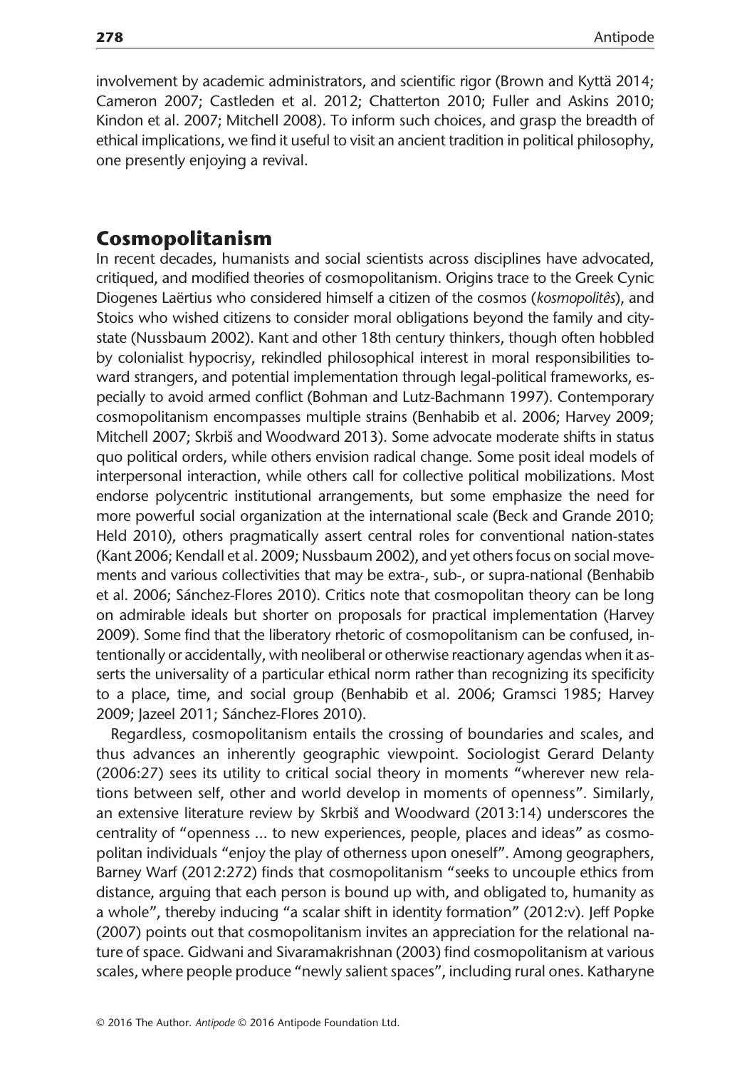involvement by academic administrators, and scientific rigor (Brown and Kyttä 2014; Cameron 2007; Castleden et al. 2012; Chatterton 2010; Fuller and Askins 2010; Kindon et al. 2007; Mitchell 2008). To inform such choices, and grasp the breadth of ethical implications, we find it useful to visit an ancient tradition in political philosophy, one presently enjoying a revival.

## Cosmopolitanism

In recent decades, humanists and social scientists across disciplines have advocated, critiqued, and modified theories of cosmopolitanism. Origins trace to the Greek Cynic Diogenes Laërtius who considered himself a citizen of the cosmos (*kosmopolitês*), and Stoics who wished citizens to consider moral obligations beyond the family and city-state (Nussbaum 2002). Kant and other 18th century thinkers, though often hobbled by colonialist hypocrisy, rekindled philosophical interest in moral responsibilities toward strangers, and potential implementation through legal-political frameworks, especially to avoid armed conflict (Bohman and Lutz-Bachmann 1997). Contemporary cosmopolitanism encompasses multiple strains (Benhabib et al. 2006; Harvey 2009; Mitchell 2007; Skrbiš and Woodward 2013). Some advocate moderate shifts in status quo political orders, while others envision radical change. Some posit ideal models of interpersonal interaction, while others call for collective political mobilizations. Most endorse polycentric institutional arrangements, but some emphasize the need for more powerful social organization at the international scale (Beck and Grande 2010; Held 2010), others pragmatically assert central roles for conventional nation-states (Kant 2006; Kendall et al. 2009; Nussbaum 2002), and yet others focus on social movements and various collectivities that may be extra-, sub-, or supra-national (Benhabib et al. 2006; Sánchez-Flores 2010). Critics note that cosmopolitan theory can be long on admirable ideals but shorter on proposals for practical implementation (Harvey 2009). Some find that the liberatory rhetoric of cosmopolitanism can be confused, intentionally or accidentally, with neoliberal or otherwise reactionary agendas when it asserts the universality of a particular ethical norm rather than recognizing its specificity to a place, time, and social group (Benhabib et al. 2006; Gramsci 1985; Harvey 2009; Jazeel 2011; Sánchez-Flores 2010).

Regardless, cosmopolitanism entails the crossing of boundaries and scales, and thus advances an inherently geographic viewpoint. Sociologist Gerard Delanty (2006:27) sees its utility to critical social theory in moments "wherever new relations between self, other and world develop in moments of openness". Similarly, an extensive literature review by Skrbiš and Woodward (2013:14) underscores the centrality of "openness … to new experiences, people, places and ideas" as cosmopolitan individuals "enjoy the play of otherness upon oneself". Among geographers, Barney Warf (2012:272) finds that cosmopolitanism "seeks to uncouple ethics from distance, arguing that each person is bound up with, and obligated to, humanity as a whole", thereby inducing "a scalar shift in identity formation" (2012:v). Jeff Popke (2007) points out that cosmopolitanism invites an appreciation for the relational nature of space. Gidwani and Sivaramakrishnan (2003) find cosmopolitanism at various scales, where people produce "newly salient spaces", including rural ones. Katharyne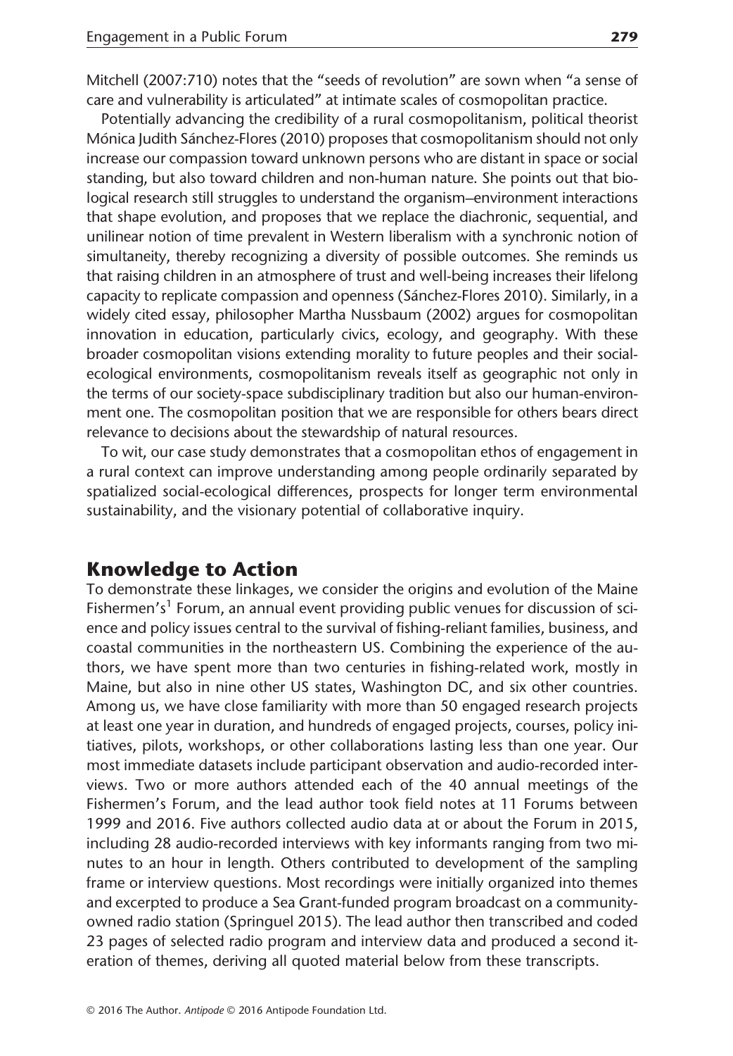Mitchell (2007:710) notes that the "seeds of revolution" are sown when "a sense of care and vulnerability is articulated" at intimate scales of cosmopolitan practice.

Potentially advancing the credibility of a rural cosmopolitanism, political theorist Mónica Judith Sánchez-Flores (2010) proposes that cosmopolitanism should not only increase our compassion toward unknown persons who are distant in space or social standing, but also toward children and non-human nature. She points out that biological research still struggles to understand the organism–environment interactions that shape evolution, and proposes that we replace the diachronic, sequential, and unilinear notion of time prevalent in Western liberalism with a synchronic notion of simultaneity, thereby recognizing a diversity of possible outcomes. She reminds us that raising children in an atmosphere of trust and well-being increases their lifelong capacity to replicate compassion and openness (Sánchez-Flores 2010). Similarly, in a widely cited essay, philosopher Martha Nussbaum (2002) argues for cosmopolitan innovation in education, particularly civics, ecology, and geography. With these broader cosmopolitan visions extending morality to future peoples and their social-ecological environments, cosmopolitanism reveals itself as geographic not only in the terms of our society-space subdisciplinary tradition but also our human-environment one. The cosmopolitan position that we are responsible for others bears direct relevance to decisions about the stewardship of natural resources.

To wit, our case study demonstrates that a cosmopolitan ethos of engagement in a rural context can improve understanding among people ordinarily separated by spatialized social-ecological differences, prospects for longer term environmental sustainability, and the visionary potential of collaborative inquiry.

## Knowledge to Action

To demonstrate these linkages, we consider the origins and evolution of the Maine Fishermen's[1] Forum, an annual event providing public venues for discussion of science and policy issues central to the survival of fishing-reliant families, business, and coastal communities in the northeastern US. Combining the experience of the authors, we have spent more than two centuries in fishing-related work, mostly in Maine, but also in nine other US states, Washington DC, and six other countries. Among us, we have close familiarity with more than 50 engaged research projects at least one year in duration, and hundreds of engaged projects, courses, policy initiatives, pilots, workshops, or other collaborations lasting less than one year. Our most immediate datasets include participant observation and audio-recorded interviews. Two or more authors attended each of the 40 annual meetings of the Fishermen's Forum, and the lead author took field notes at 11 Forums between 1999 and 2016. Five authors collected audio data at or about the Forum in 2015, including 28 audio-recorded interviews with key informants ranging from two minutes to an hour in length. Others contributed to development of the sampling frame or interview questions. Most recordings were initially organized into themes and excerpted to produce a Sea Grant-funded program broadcast on a community-owned radio station (Springuel 2015). The lead author then transcribed and coded 23 pages of selected radio program and interview data and produced a second iteration of themes, deriving all quoted material below from these transcripts.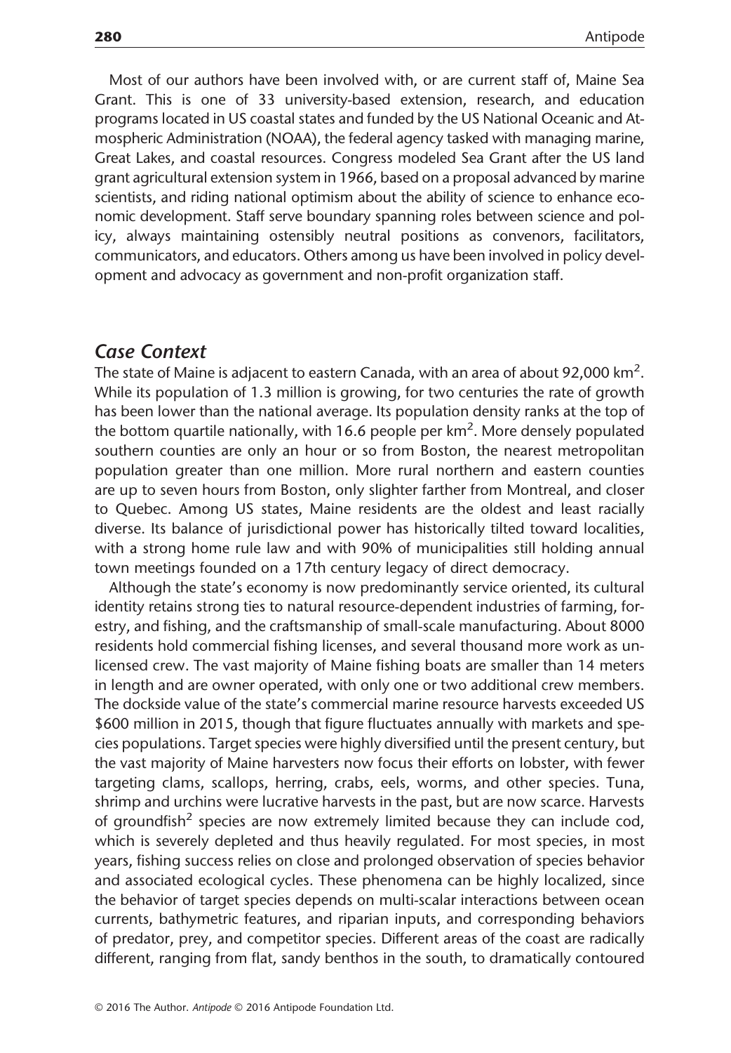Most of our authors have been involved with, or are current staff of, Maine Sea Grant. This is one of 33 university-based extension, research, and education programs located in US coastal states and funded by the US National Oceanic and Atmospheric Administration (NOAA), the federal agency tasked with managing marine, Great Lakes, and coastal resources. Congress modeled Sea Grant after the US land grant agricultural extension system in 1966, based on a proposal advanced by marine scientists, and riding national optimism about the ability of science to enhance economic development. Staff serve boundary spanning roles between science and policy, always maintaining ostensibly neutral positions as convenors, facilitators, communicators, and educators. Others among us have been involved in policy development and advocacy as government and non-profit organization staff.

## *Case Context*

The state of Maine is adjacent to eastern Canada, with an area of about 92,000 km$^2$. While its population of 1.3 million is growing, for two centuries the rate of growth has been lower than the national average. Its population density ranks at the top of the bottom quartile nationally, with 16.6 people per km$^2$. More densely populated southern counties are only an hour or so from Boston, the nearest metropolitan population greater than one million. More rural northern and eastern counties are up to seven hours from Boston, only slighter farther from Montreal, and closer to Quebec. Among US states, Maine residents are the oldest and least racially diverse. Its balance of jurisdictional power has historically tilted toward localities, with a strong home rule law and with 90% of municipalities still holding annual town meetings founded on a 17th century legacy of direct democracy.

Although the state's economy is now predominantly service oriented, its cultural identity retains strong ties to natural resource-dependent industries of farming, forestry, and fishing, and the craftsmanship of small-scale manufacturing. About 8000 residents hold commercial fishing licenses, and several thousand more work as unlicensed crew. The vast majority of Maine fishing boats are smaller than 14 meters in length and are owner operated, with only one or two additional crew members. The dockside value of the state's commercial marine resource harvests exceeded US $600 million in 2015, though that figure fluctuates annually with markets and species populations. Target species were highly diversified until the present century, but the vast majority of Maine harvesters now focus their efforts on lobster, with fewer targeting clams, scallops, herring, crabs, eels, worms, and other species. Tuna, shrimp and urchins were lucrative harvests in the past, but are now scarce. Harvests of groundfish[2] species are now extremely limited because they can include cod, which is severely depleted and thus heavily regulated. For most species, in most years, fishing success relies on close and prolonged observation of species behavior and associated ecological cycles. These phenomena can be highly localized, since the behavior of target species depends on multi-scalar interactions between ocean currents, bathymetric features, and riparian inputs, and corresponding behaviors of predator, prey, and competitor species. Different areas of the coast are radically different, ranging from flat, sandy benthos in the south, to dramatically contoured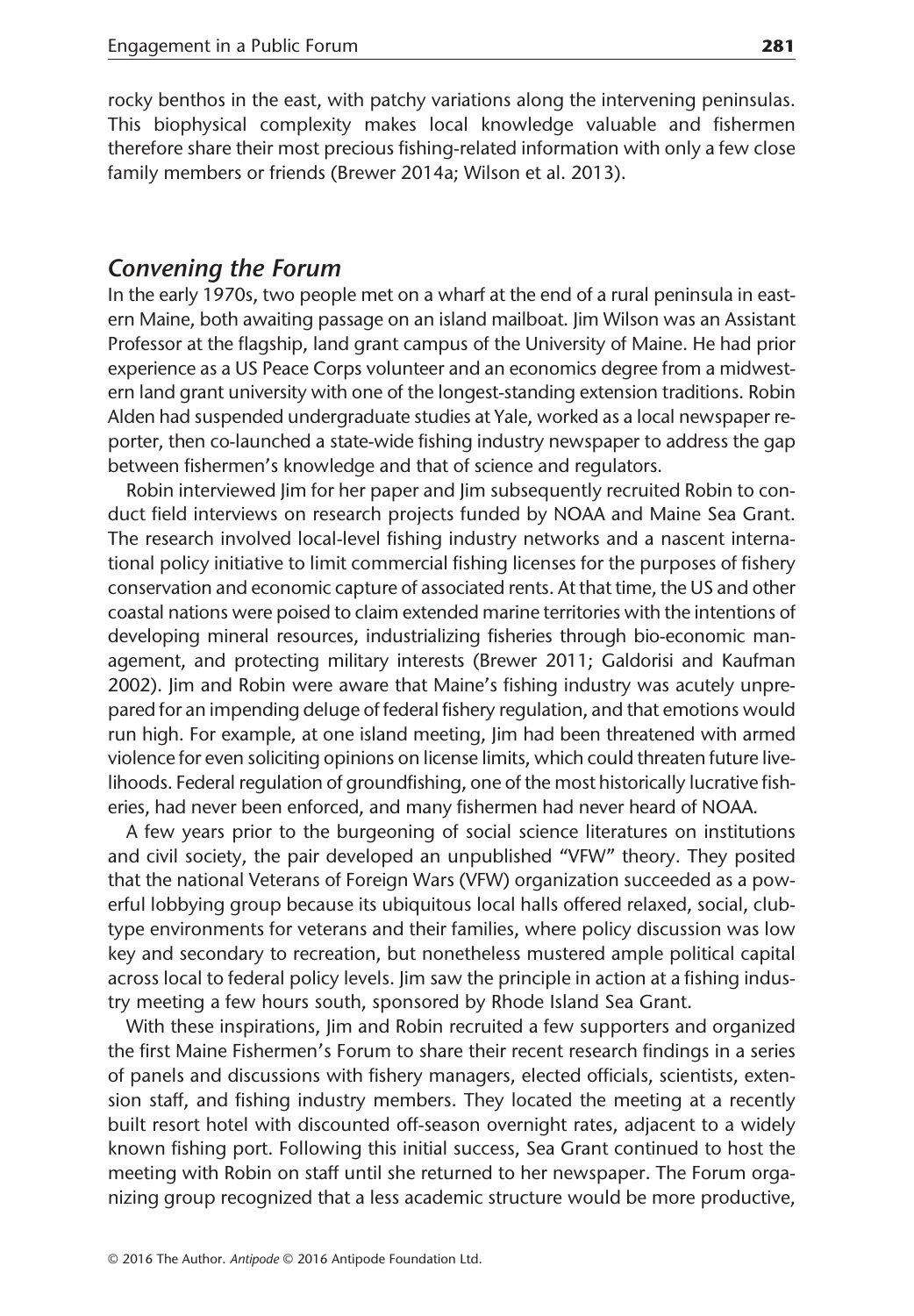rocky benthos in the east, with patchy variations along the intervening peninsulas. This biophysical complexity makes local knowledge valuable and fishermen therefore share their most precious fishing-related information with only a few close family members or friends (Brewer 2014a; Wilson et al. 2013).

## *Convening the Forum*

In the early 1970s, two people met on a wharf at the end of a rural peninsula in eastern Maine, both awaiting passage on an island mailboat. Jim Wilson was an Assistant Professor at the flagship, land grant campus of the University of Maine. He had prior experience as a US Peace Corps volunteer and an economics degree from a midwestern land grant university with one of the longest-standing extension traditions. Robin Alden had suspended undergraduate studies at Yale, worked as a local newspaper reporter, then co-launched a state-wide fishing industry newspaper to address the gap between fishermen's knowledge and that of science and regulators.

Robin interviewed Jim for her paper and Jim subsequently recruited Robin to conduct field interviews on research projects funded by NOAA and Maine Sea Grant. The research involved local-level fishing industry networks and a nascent international policy initiative to limit commercial fishing licenses for the purposes of fishery conservation and economic capture of associated rents. At that time, the US and other coastal nations were poised to claim extended marine territories with the intentions of developing mineral resources, industrializing fisheries through bio-economic management, and protecting military interests (Brewer 2011; Galdorisi and Kaufman 2002). Jim and Robin were aware that Maine's fishing industry was acutely unprepared for an impending deluge of federal fishery regulation, and that emotions would run high. For example, at one island meeting, Jim had been threatened with armed violence for even soliciting opinions on license limits, which could threaten future livelihoods. Federal regulation of groundfishing, one of the most historically lucrative fisheries, had never been enforced, and many fishermen had never heard of NOAA.

A few years prior to the burgeoning of social science literatures on institutions and civil society, the pair developed an unpublished "VFW" theory. They posited that the national Veterans of Foreign Wars (VFW) organization succeeded as a powerful lobbying group because its ubiquitous local halls offered relaxed, social, club-type environments for veterans and their families, where policy discussion was low key and secondary to recreation, but nonetheless mustered ample political capital across local to federal policy levels. Jim saw the principle in action at a fishing industry meeting a few hours south, sponsored by Rhode Island Sea Grant.

With these inspirations, Jim and Robin recruited a few supporters and organized the first Maine Fishermen's Forum to share their recent research findings in a series of panels and discussions with fishery managers, elected officials, scientists, extension staff, and fishing industry members. They located the meeting at a recently built resort hotel with discounted off-season overnight rates, adjacent to a widely known fishing port. Following this initial success, Sea Grant continued to host the meeting with Robin on staff until she returned to her newspaper. The Forum organizing group recognized that a less academic structure would be more productive,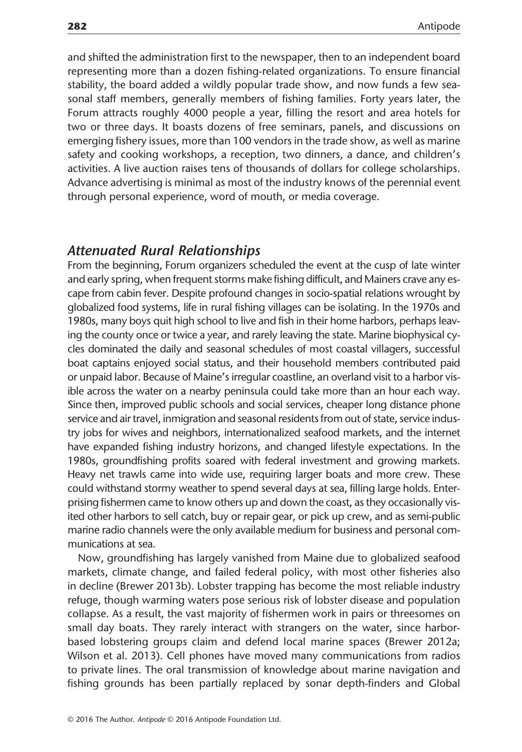and shifted the administration first to the newspaper, then to an independent board representing more than a dozen fishing-related organizations. To ensure financial stability, the board added a wildly popular trade show, and now funds a few seasonal staff members, generally members of fishing families. Forty years later, the Forum attracts roughly 4000 people a year, filling the resort and area hotels for two or three days. It boasts dozens of free seminars, panels, and discussions on emerging fishery issues, more than 100 vendors in the trade show, as well as marine safety and cooking workshops, a reception, two dinners, a dance, and children's activities. A live auction raises tens of thousands of dollars for college scholarships. Advance advertising is minimal as most of the industry knows of the perennial event through personal experience, word of mouth, or media coverage.

## *Attenuated Rural Relationships*

From the beginning, Forum organizers scheduled the event at the cusp of late winter and early spring, when frequent storms make fishing difficult, and Mainers crave any escape from cabin fever. Despite profound changes in socio-spatial relations wrought by globalized food systems, life in rural fishing villages can be isolating. In the 1970s and 1980s, many boys quit high school to live and fish in their home harbors, perhaps leaving the county once or twice a year, and rarely leaving the state. Marine biophysical cycles dominated the daily and seasonal schedules of most coastal villagers, successful boat captains enjoyed social status, and their household members contributed paid or unpaid labor. Because of Maine's irregular coastline, an overland visit to a harbor visible across the water on a nearby peninsula could take more than an hour each way. Since then, improved public schools and social services, cheaper long distance phone service and air travel, inmigration and seasonal residents from out of state, service industry jobs for wives and neighbors, internationalized seafood markets, and the internet have expanded fishing industry horizons, and changed lifestyle expectations. In the 1980s, groundfishing profits soared with federal investment and growing markets. Heavy net trawls came into wide use, requiring larger boats and more crew. These could withstand stormy weather to spend several days at sea, filling large holds. Enterprising fishermen came to know others up and down the coast, as they occasionally visited other harbors to sell catch, buy or repair gear, or pick up crew, and as semi-public marine radio channels were the only available medium for business and personal communications at sea.

Now, groundfishing has largely vanished from Maine due to globalized seafood markets, climate change, and failed federal policy, with most other fisheries also in decline (Brewer 2013b). Lobster trapping has become the most reliable industry refuge, though warming waters pose serious risk of lobster disease and population collapse. As a result, the vast majority of fishermen work in pairs or threesomes on small day boats. They rarely interact with strangers on the water, since harbor-based lobstering groups claim and defend local marine spaces (Brewer 2012a; Wilson et al. 2013). Cell phones have moved many communications from radios to private lines. The oral transmission of knowledge about marine navigation and fishing grounds has been partially replaced by sonar depth-finders and Global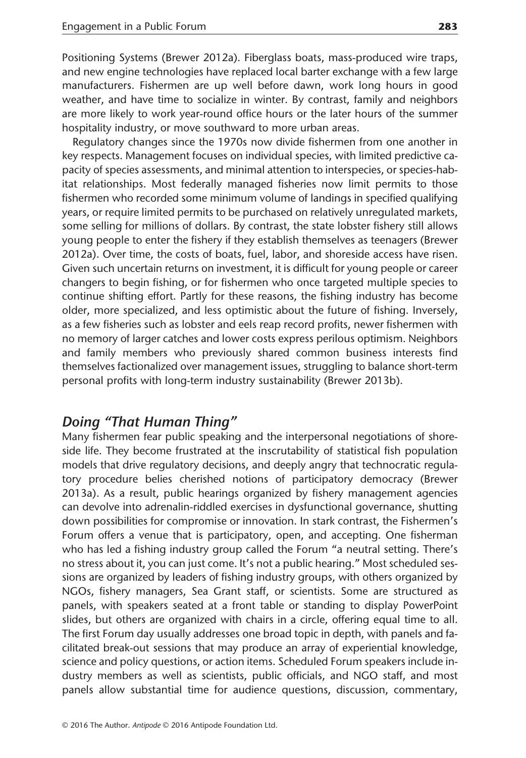Positioning Systems (Brewer 2012a). Fiberglass boats, mass-produced wire traps, and new engine technologies have replaced local barter exchange with a few large manufacturers. Fishermen are up well before dawn, work long hours in good weather, and have time to socialize in winter. By contrast, family and neighbors are more likely to work year-round office hours or the later hours of the summer hospitality industry, or move southward to more urban areas.

Regulatory changes since the 1970s now divide fishermen from one another in key respects. Management focuses on individual species, with limited predictive capacity of species assessments, and minimal attention to interspecies, or species-habitat relationships. Most federally managed fisheries now limit permits to those fishermen who recorded some minimum volume of landings in specified qualifying years, or require limited permits to be purchased on relatively unregulated markets, some selling for millions of dollars. By contrast, the state lobster fishery still allows young people to enter the fishery if they establish themselves as teenagers (Brewer 2012a). Over time, the costs of boats, fuel, labor, and shoreside access have risen. Given such uncertain returns on investment, it is difficult for young people or career changers to begin fishing, or for fishermen who once targeted multiple species to continue shifting effort. Partly for these reasons, the fishing industry has become older, more specialized, and less optimistic about the future of fishing. Inversely, as a few fisheries such as lobster and eels reap record profits, newer fishermen with no memory of larger catches and lower costs express perilous optimism. Neighbors and family members who previously shared common business interests find themselves factionalized over management issues, struggling to balance short-term personal profits with long-term industry sustainability (Brewer 2013b).

## *Doing "That Human Thing"*

Many fishermen fear public speaking and the interpersonal negotiations of shoreside life. They become frustrated at the inscrutability of statistical fish population models that drive regulatory decisions, and deeply angry that technocratic regulatory procedure belies cherished notions of participatory democracy (Brewer 2013a). As a result, public hearings organized by fishery management agencies can devolve into adrenalin-riddled exercises in dysfunctional governance, shutting down possibilities for compromise or innovation. In stark contrast, the Fishermen's Forum offers a venue that is participatory, open, and accepting. One fisherman who has led a fishing industry group called the Forum "a neutral setting. There's no stress about it, you can just come. It's not a public hearing." Most scheduled sessions are organized by leaders of fishing industry groups, with others organized by NGOs, fishery managers, Sea Grant staff, or scientists. Some are structured as panels, with speakers seated at a front table or standing to display PowerPoint slides, but others are organized with chairs in a circle, offering equal time to all. The first Forum day usually addresses one broad topic in depth, with panels and facilitated break-out sessions that may produce an array of experiential knowledge, science and policy questions, or action items. Scheduled Forum speakers include industry members as well as scientists, public officials, and NGO staff, and most panels allow substantial time for audience questions, discussion, commentary,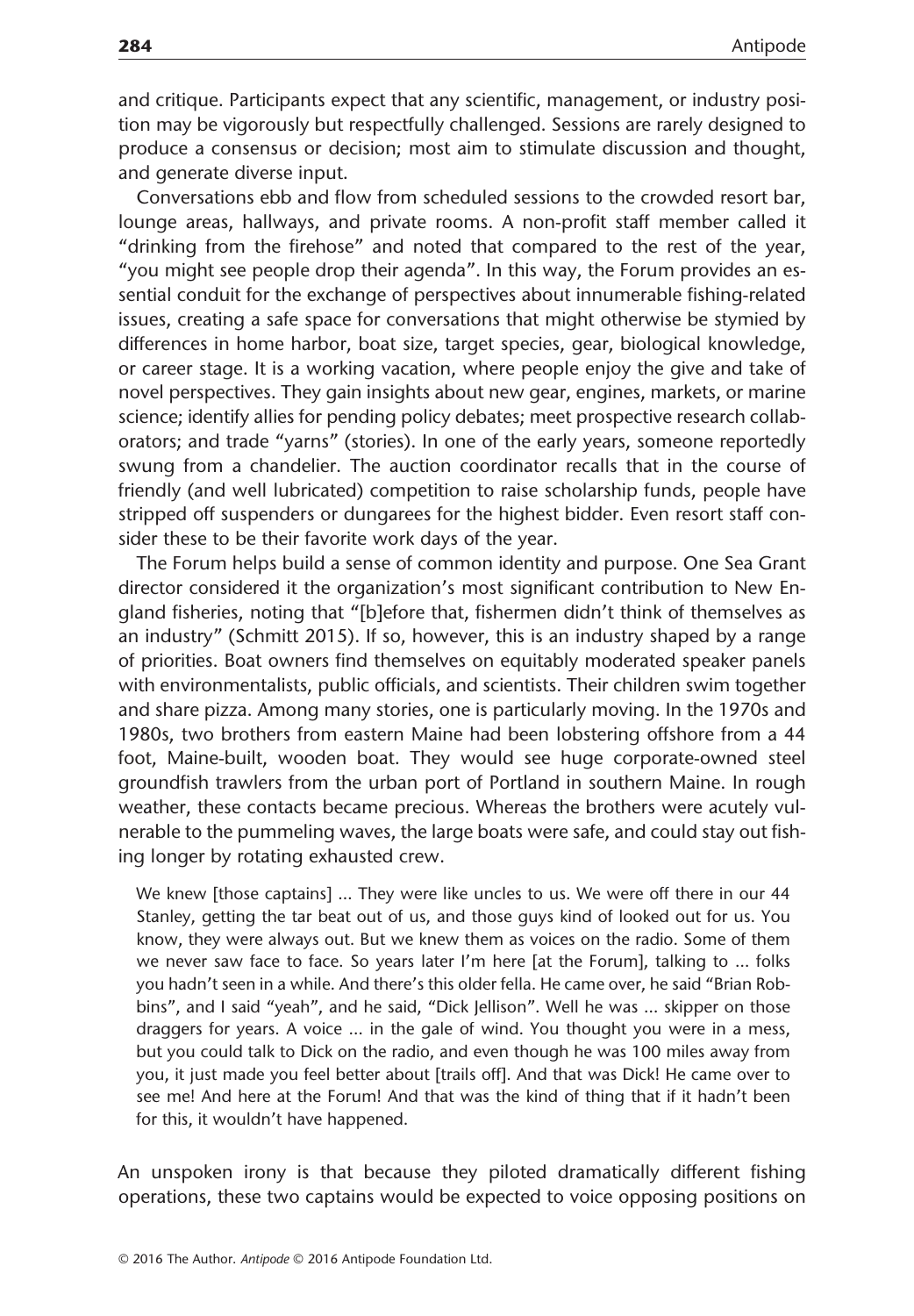and critique. Participants expect that any scientific, management, or industry position may be vigorously but respectfully challenged. Sessions are rarely designed to produce a consensus or decision; most aim to stimulate discussion and thought, and generate diverse input.

Conversations ebb and flow from scheduled sessions to the crowded resort bar, lounge areas, hallways, and private rooms. A non-profit staff member called it "drinking from the firehose" and noted that compared to the rest of the year, "you might see people drop their agenda". In this way, the Forum provides an essential conduit for the exchange of perspectives about innumerable fishing-related issues, creating a safe space for conversations that might otherwise be stymied by differences in home harbor, boat size, target species, gear, biological knowledge, or career stage. It is a working vacation, where people enjoy the give and take of novel perspectives. They gain insights about new gear, engines, markets, or marine science; identify allies for pending policy debates; meet prospective research collaborators; and trade "yarns" (stories). In one of the early years, someone reportedly swung from a chandelier. The auction coordinator recalls that in the course of friendly (and well lubricated) competition to raise scholarship funds, people have stripped off suspenders or dungarees for the highest bidder. Even resort staff consider these to be their favorite work days of the year.

The Forum helps build a sense of common identity and purpose. One Sea Grant director considered it the organization's most significant contribution to New England fisheries, noting that "[b]efore that, fishermen didn't think of themselves as an industry" (Schmitt 2015). If so, however, this is an industry shaped by a range of priorities. Boat owners find themselves on equitably moderated speaker panels with environmentalists, public officials, and scientists. Their children swim together and share pizza. Among many stories, one is particularly moving. In the 1970s and 1980s, two brothers from eastern Maine had been lobstering offshore from a 44 foot, Maine-built, wooden boat. They would see huge corporate-owned steel groundfish trawlers from the urban port of Portland in southern Maine. In rough weather, these contacts became precious. Whereas the brothers were acutely vulnerable to the pummeling waves, the large boats were safe, and could stay out fishing longer by rotating exhausted crew.

> We knew [those captains] ... They were like uncles to us. We were off there in our 44 Stanley, getting the tar beat out of us, and those guys kind of looked out for us. You know, they were always out. But we knew them as voices on the radio. Some of them we never saw face to face. So years later I'm here [at the Forum], talking to ... folks you hadn't seen in a while. And there's this older fella. He came over, he said "Brian Robbins", and I said "yeah", and he said, "Dick Jellison". Well he was ... skipper on those draggers for years. A voice ... in the gale of wind. You thought you were in a mess, but you could talk to Dick on the radio, and even though he was 100 miles away from you, it just made you feel better about [trails off]. And that was Dick! He came over to see me! And here at the Forum! And that was the kind of thing that if it hadn't been for this, it wouldn't have happened.

An unspoken irony is that because they piloted dramatically different fishing operations, these two captains would be expected to voice opposing positions on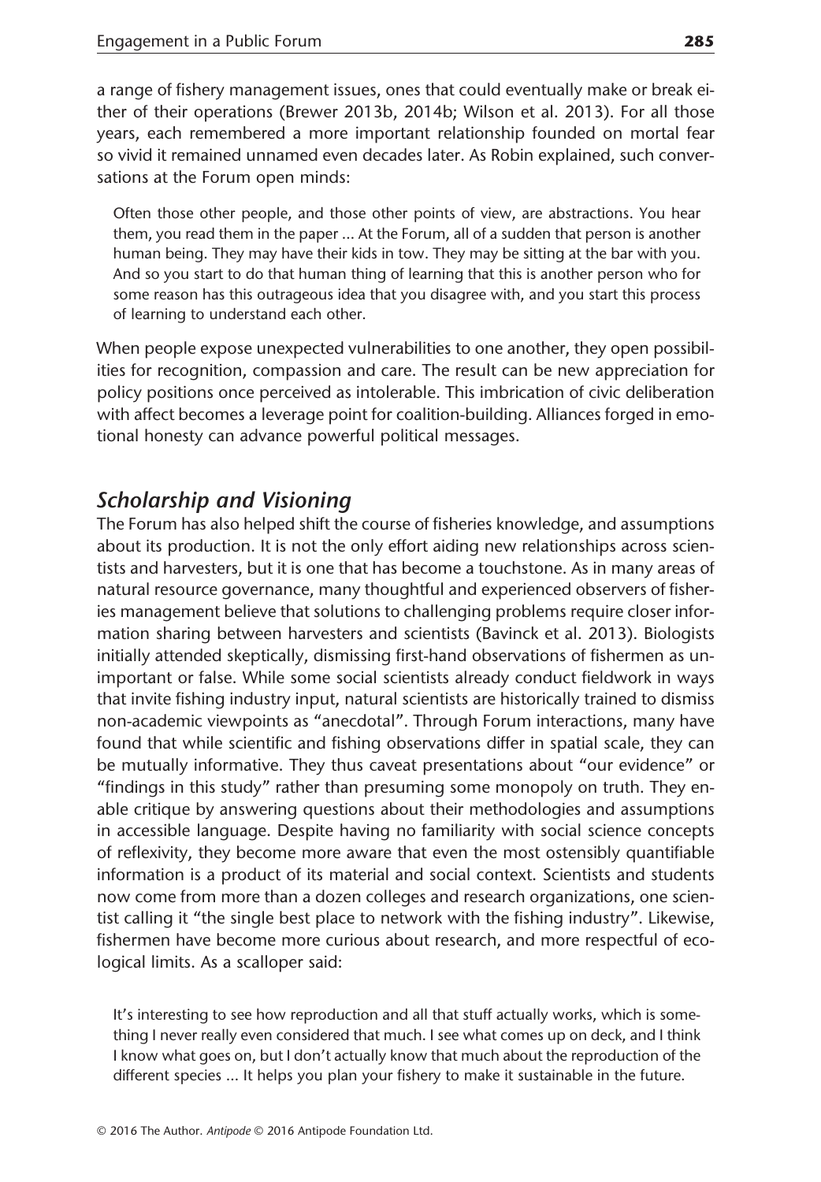a range of fishery management issues, ones that could eventually make or break either of their operations (Brewer 2013b, 2014b; Wilson et al. 2013). For all those years, each remembered a more important relationship founded on mortal fear so vivid it remained unnamed even decades later. As Robin explained, such conversations at the Forum open minds:

> Often those other people, and those other points of view, are abstractions. You hear them, you read them in the paper ... At the Forum, all of a sudden that person is another human being. They may have their kids in tow. They may be sitting at the bar with you. And so you start to do that human thing of learning that this is another person who for some reason has this outrageous idea that you disagree with, and you start this process of learning to understand each other.

When people expose unexpected vulnerabilities to one another, they open possibilities for recognition, compassion and care. The result can be new appreciation for policy positions once perceived as intolerable. This imbrication of civic deliberation with affect becomes a leverage point for coalition-building. Alliances forged in emotional honesty can advance powerful political messages.

## *Scholarship and Visioning*

The Forum has also helped shift the course of fisheries knowledge, and assumptions about its production. It is not the only effort aiding new relationships across scientists and harvesters, but it is one that has become a touchstone. As in many areas of natural resource governance, many thoughtful and experienced observers of fisheries management believe that solutions to challenging problems require closer information sharing between harvesters and scientists (Bavinck et al. 2013). Biologists initially attended skeptically, dismissing first-hand observations of fishermen as unimportant or false. While some social scientists already conduct fieldwork in ways that invite fishing industry input, natural scientists are historically trained to dismiss non-academic viewpoints as "anecdotal". Through Forum interactions, many have found that while scientific and fishing observations differ in spatial scale, they can be mutually informative. They thus caveat presentations about "our evidence" or "findings in this study" rather than presuming some monopoly on truth. They enable critique by answering questions about their methodologies and assumptions in accessible language. Despite having no familiarity with social science concepts of reflexivity, they become more aware that even the most ostensibly quantifiable information is a product of its material and social context. Scientists and students now come from more than a dozen colleges and research organizations, one scientist calling it "the single best place to network with the fishing industry". Likewise, fishermen have become more curious about research, and more respectful of ecological limits. As a scalloper said:

> It's interesting to see how reproduction and all that stuff actually works, which is something I never really even considered that much. I see what comes up on deck, and I think I know what goes on, but I don't actually know that much about the reproduction of the different species ... It helps you plan your fishery to make it sustainable in the future.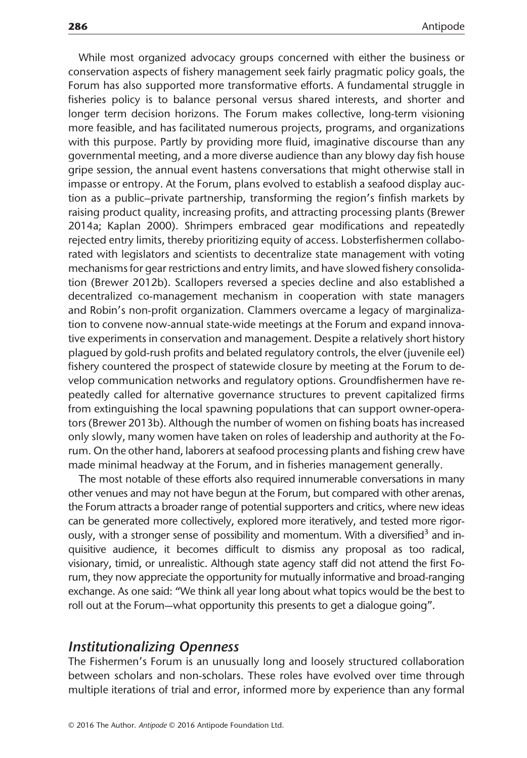While most organized advocacy groups concerned with either the business or conservation aspects of fishery management seek fairly pragmatic policy goals, the Forum has also supported more transformative efforts. A fundamental struggle in fisheries policy is to balance personal versus shared interests, and shorter and longer term decision horizons. The Forum makes collective, long-term visioning more feasible, and has facilitated numerous projects, programs, and organizations with this purpose. Partly by providing more fluid, imaginative discourse than any governmental meeting, and a more diverse audience than any blowy day fish house gripe session, the annual event hastens conversations that might otherwise stall in impasse or entropy. At the Forum, plans evolved to establish a seafood display auction as a public–private partnership, transforming the region's finfish markets by raising product quality, increasing profits, and attracting processing plants (Brewer 2014a; Kaplan 2000). Shrimpers embraced gear modifications and repeatedly rejected entry limits, thereby prioritizing equity of access. Lobsterfishermen collaborated with legislators and scientists to decentralize state management with voting mechanisms for gear restrictions and entry limits, and have slowed fishery consolidation (Brewer 2012b). Scallopers reversed a species decline and also established a decentralized co-management mechanism in cooperation with state managers and Robin's non-profit organization. Clammers overcame a legacy of marginalization to convene now-annual state-wide meetings at the Forum and expand innovative experiments in conservation and management. Despite a relatively short history plagued by gold-rush profits and belated regulatory controls, the elver (juvenile eel) fishery countered the prospect of statewide closure by meeting at the Forum to develop communication networks and regulatory options. Groundfishermen have repeatedly called for alternative governance structures to prevent capitalized firms from extinguishing the local spawning populations that can support owner-operators (Brewer 2013b). Although the number of women on fishing boats has increased only slowly, many women have taken on roles of leadership and authority at the Forum. On the other hand, laborers at seafood processing plants and fishing crew have made minimal headway at the Forum, and in fisheries management generally.

The most notable of these efforts also required innumerable conversations in many other venues and may not have begun at the Forum, but compared with other arenas, the Forum attracts a broader range of potential supporters and critics, where new ideas can be generated more collectively, explored more iteratively, and tested more rigorously, with a stronger sense of possibility and momentum. With a diversified[3] and inquisitive audience, it becomes difficult to dismiss any proposal as too radical, visionary, timid, or unrealistic. Although state agency staff did not attend the first Forum, they now appreciate the opportunity for mutually informative and broad-ranging exchange. As one said: "We think all year long about what topics would be the best to roll out at the Forum—what opportunity this presents to get a dialogue going".

## *Institutionalizing Openness*

The Fishermen's Forum is an unusually long and loosely structured collaboration between scholars and non-scholars. These roles have evolved over time through multiple iterations of trial and error, informed more by experience than any formal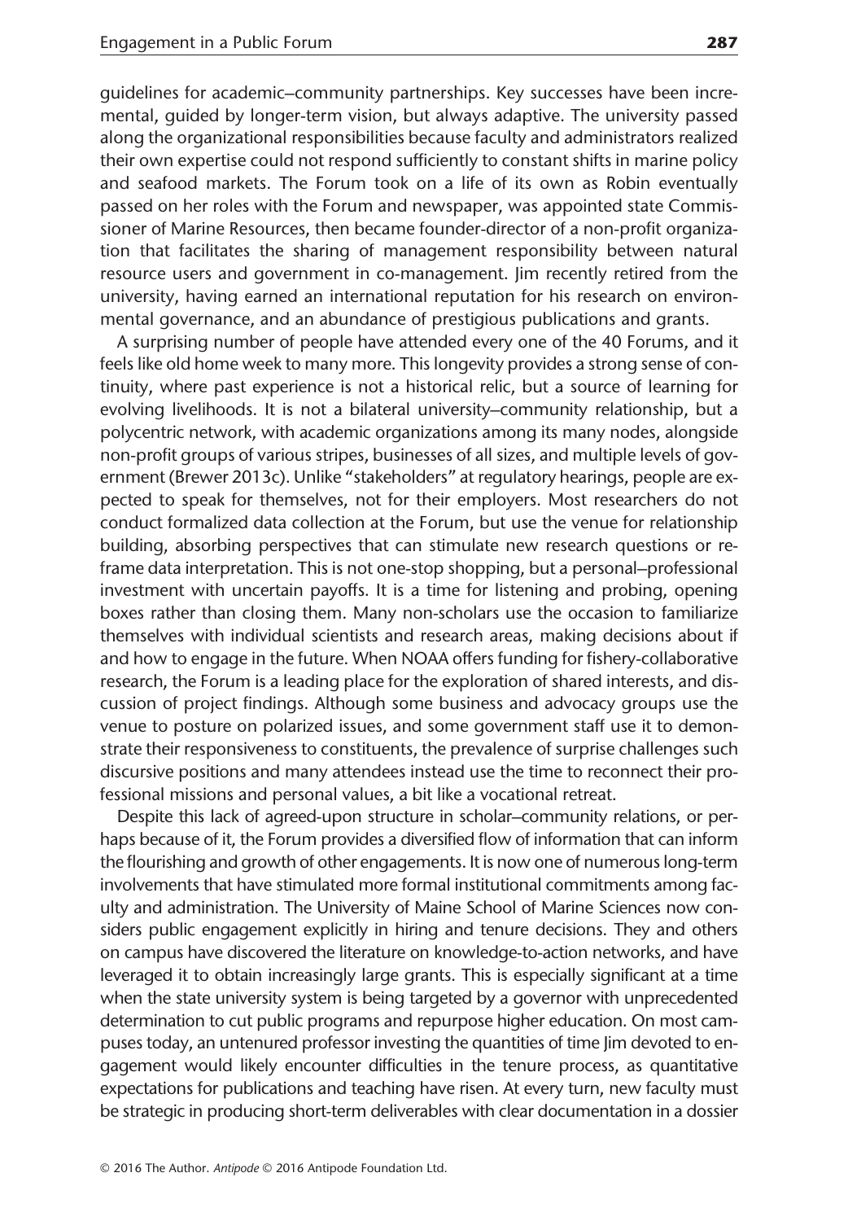guidelines for academic–community partnerships. Key successes have been incremental, guided by longer-term vision, but always adaptive. The university passed along the organizational responsibilities because faculty and administrators realized their own expertise could not respond sufficiently to constant shifts in marine policy and seafood markets. The Forum took on a life of its own as Robin eventually passed on her roles with the Forum and newspaper, was appointed state Commissioner of Marine Resources, then became founder-director of a non-profit organization that facilitates the sharing of management responsibility between natural resource users and government in co-management. Jim recently retired from the university, having earned an international reputation for his research on environmental governance, and an abundance of prestigious publications and grants.

A surprising number of people have attended every one of the 40 Forums, and it feels like old home week to many more. This longevity provides a strong sense of continuity, where past experience is not a historical relic, but a source of learning for evolving livelihoods. It is not a bilateral university–community relationship, but a polycentric network, with academic organizations among its many nodes, alongside non-profit groups of various stripes, businesses of all sizes, and multiple levels of government (Brewer 2013c). Unlike "stakeholders" at regulatory hearings, people are expected to speak for themselves, not for their employers. Most researchers do not conduct formalized data collection at the Forum, but use the venue for relationship building, absorbing perspectives that can stimulate new research questions or reframe data interpretation. This is not one-stop shopping, but a personal–professional investment with uncertain payoffs. It is a time for listening and probing, opening boxes rather than closing them. Many non-scholars use the occasion to familiarize themselves with individual scientists and research areas, making decisions about if and how to engage in the future. When NOAA offers funding for fishery-collaborative research, the Forum is a leading place for the exploration of shared interests, and discussion of project findings. Although some business and advocacy groups use the venue to posture on polarized issues, and some government staff use it to demonstrate their responsiveness to constituents, the prevalence of surprise challenges such discursive positions and many attendees instead use the time to reconnect their professional missions and personal values, a bit like a vocational retreat.

Despite this lack of agreed-upon structure in scholar–community relations, or perhaps because of it, the Forum provides a diversified flow of information that can inform the flourishing and growth of other engagements. It is now one of numerous long-term involvements that have stimulated more formal institutional commitments among faculty and administration. The University of Maine School of Marine Sciences now considers public engagement explicitly in hiring and tenure decisions. They and others on campus have discovered the literature on knowledge-to-action networks, and have leveraged it to obtain increasingly large grants. This is especially significant at a time when the state university system is being targeted by a governor with unprecedented determination to cut public programs and repurpose higher education. On most campuses today, an untenured professor investing the quantities of time Jim devoted to engagement would likely encounter difficulties in the tenure process, as quantitative expectations for publications and teaching have risen. At every turn, new faculty must be strategic in producing short-term deliverables with clear documentation in a dossier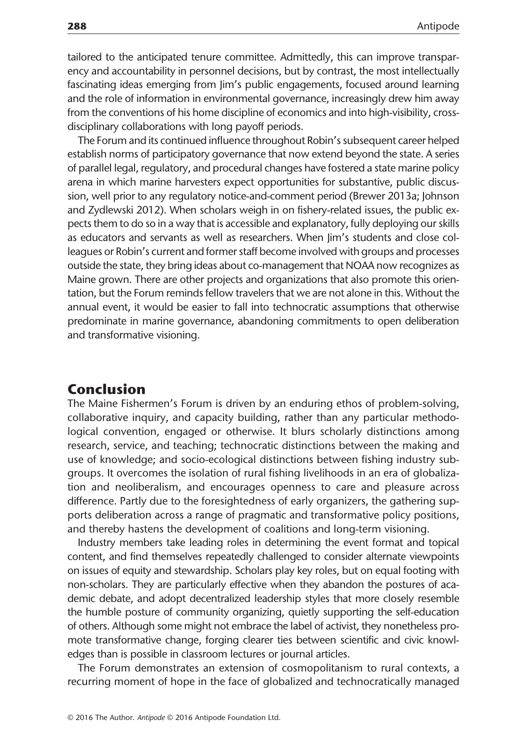tailored to the anticipated tenure committee. Admittedly, this can improve transparency and accountability in personnel decisions, but by contrast, the most intellectually fascinating ideas emerging from Jim's public engagements, focused around learning and the role of information in environmental governance, increasingly drew him away from the conventions of his home discipline of economics and into high-visibility, cross-disciplinary collaborations with long payoff periods.

The Forum and its continued influence throughout Robin's subsequent career helped establish norms of participatory governance that now extend beyond the state. A series of parallel legal, regulatory, and procedural changes have fostered a state marine policy arena in which marine harvesters expect opportunities for substantive, public discussion, well prior to any regulatory notice-and-comment period (Brewer 2013a; Johnson and Zydlewski 2012). When scholars weigh in on fishery-related issues, the public expects them to do so in a way that is accessible and explanatory, fully deploying our skills as educators and servants as well as researchers. When Jim's students and close colleagues or Robin's current and former staff become involved with groups and processes outside the state, they bring ideas about co-management that NOAA now recognizes as Maine grown. There are other projects and organizations that also promote this orientation, but the Forum reminds fellow travelers that we are not alone in this. Without the annual event, it would be easier to fall into technocratic assumptions that otherwise predominate in marine governance, abandoning commitments to open deliberation and transformative visioning.

## Conclusion

The Maine Fishermen's Forum is driven by an enduring ethos of problem-solving, collaborative inquiry, and capacity building, rather than any particular methodological convention, engaged or otherwise. It blurs scholarly distinctions among research, service, and teaching; technocratic distinctions between the making and use of knowledge; and socio-ecological distinctions between fishing industry subgroups. It overcomes the isolation of rural fishing livelihoods in an era of globalization and neoliberalism, and encourages openness to care and pleasure across difference. Partly due to the foresightedness of early organizers, the gathering supports deliberation across a range of pragmatic and transformative policy positions, and thereby hastens the development of coalitions and long-term visioning.

Industry members take leading roles in determining the event format and topical content, and find themselves repeatedly challenged to consider alternate viewpoints on issues of equity and stewardship. Scholars play key roles, but on equal footing with non-scholars. They are particularly effective when they abandon the postures of academic debate, and adopt decentralized leadership styles that more closely resemble the humble posture of community organizing, quietly supporting the self-education of others. Although some might not embrace the label of activist, they nonetheless promote transformative change, forging clearer ties between scientific and civic knowledges than is possible in classroom lectures or journal articles.

The Forum demonstrates an extension of cosmopolitanism to rural contexts, a recurring moment of hope in the face of globalized and technocratically managed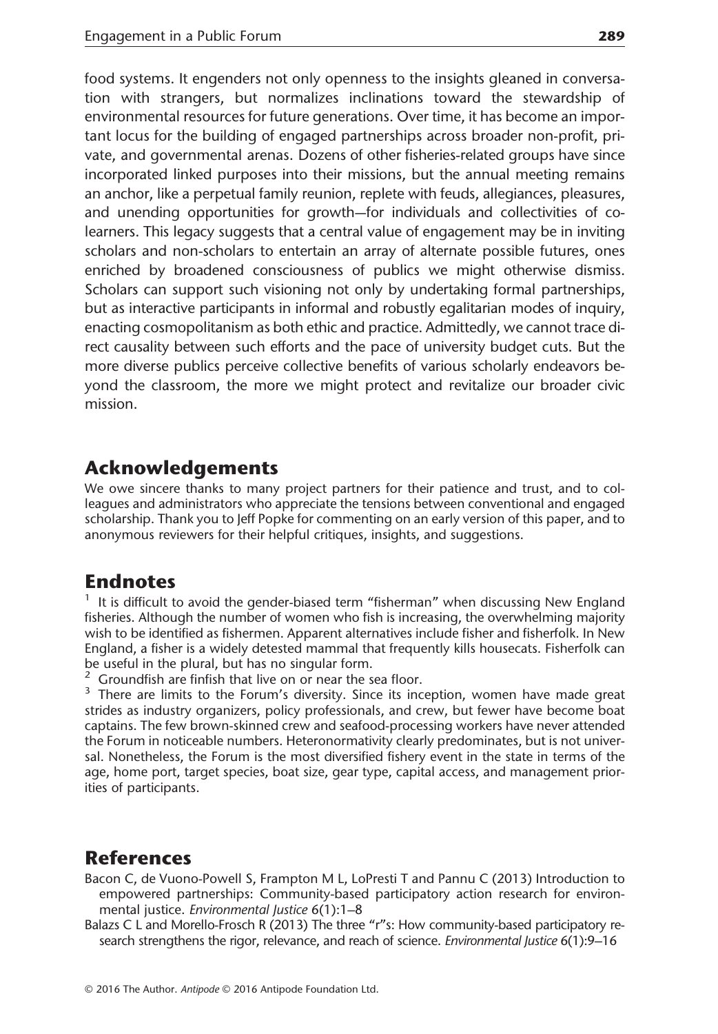food systems. It engenders not only openness to the insights gleaned in conversation with strangers, but normalizes inclinations toward the stewardship of environmental resources for future generations. Over time, it has become an important locus for the building of engaged partnerships across broader non-profit, private, and governmental arenas. Dozens of other fisheries-related groups have since incorporated linked purposes into their missions, but the annual meeting remains an anchor, like a perpetual family reunion, replete with feuds, allegiances, pleasures, and unending opportunities for growth—for individuals and collectivities of co-learners. This legacy suggests that a central value of engagement may be in inviting scholars and non-scholars to entertain an array of alternate possible futures, ones enriched by broadened consciousness of publics we might otherwise dismiss. Scholars can support such visioning not only by undertaking formal partnerships, but as interactive participants in informal and robustly egalitarian modes of inquiry, enacting cosmopolitanism as both ethic and practice. Admittedly, we cannot trace direct causality between such efforts and the pace of university budget cuts. But the more diverse publics perceive collective benefits of various scholarly endeavors beyond the classroom, the more we might protect and revitalize our broader civic mission.

## Acknowledgements

We owe sincere thanks to many project partners for their patience and trust, and to colleagues and administrators who appreciate the tensions between conventional and engaged scholarship. Thank you to Jeff Popke for commenting on an early version of this paper, and to anonymous reviewers for their helpful critiques, insights, and suggestions.

## Endnotes

[1] It is difficult to avoid the gender-biased term "fisherman" when discussing New England fisheries. Although the number of women who fish is increasing, the overwhelming majority wish to be identified as fishermen. Apparent alternatives include fisher and fisherfolk. In New England, a fisher is a widely detested mammal that frequently kills housecats. Fisherfolk can be useful in the plural, but has no singular form.

[2] Groundfish are finfish that live on or near the sea floor.

[3] There are limits to the Forum's diversity. Since its inception, women have made great strides as industry organizers, policy professionals, and crew, but fewer have become boat captains. The few brown-skinned crew and seafood-processing workers have never attended the Forum in noticeable numbers. Heteronormativity clearly predominates, but is not universal. Nonetheless, the Forum is the most diversified fishery event in the state in terms of the age, home port, target species, boat size, gear type, capital access, and management priorities of participants.

## References

Bacon C, de Vuono-Powell S, Frampton M L, LoPresti T and Pannu C (2013) Introduction to empowered partnerships: Community-based participatory action research for environmental justice. *Environmental Justice* 6(1):1–8

Balazs C L and Morello-Frosch R (2013) The three "r"s: How community-based participatory research strengthens the rigor, relevance, and reach of science. *Environmental Justice* 6(1):9–16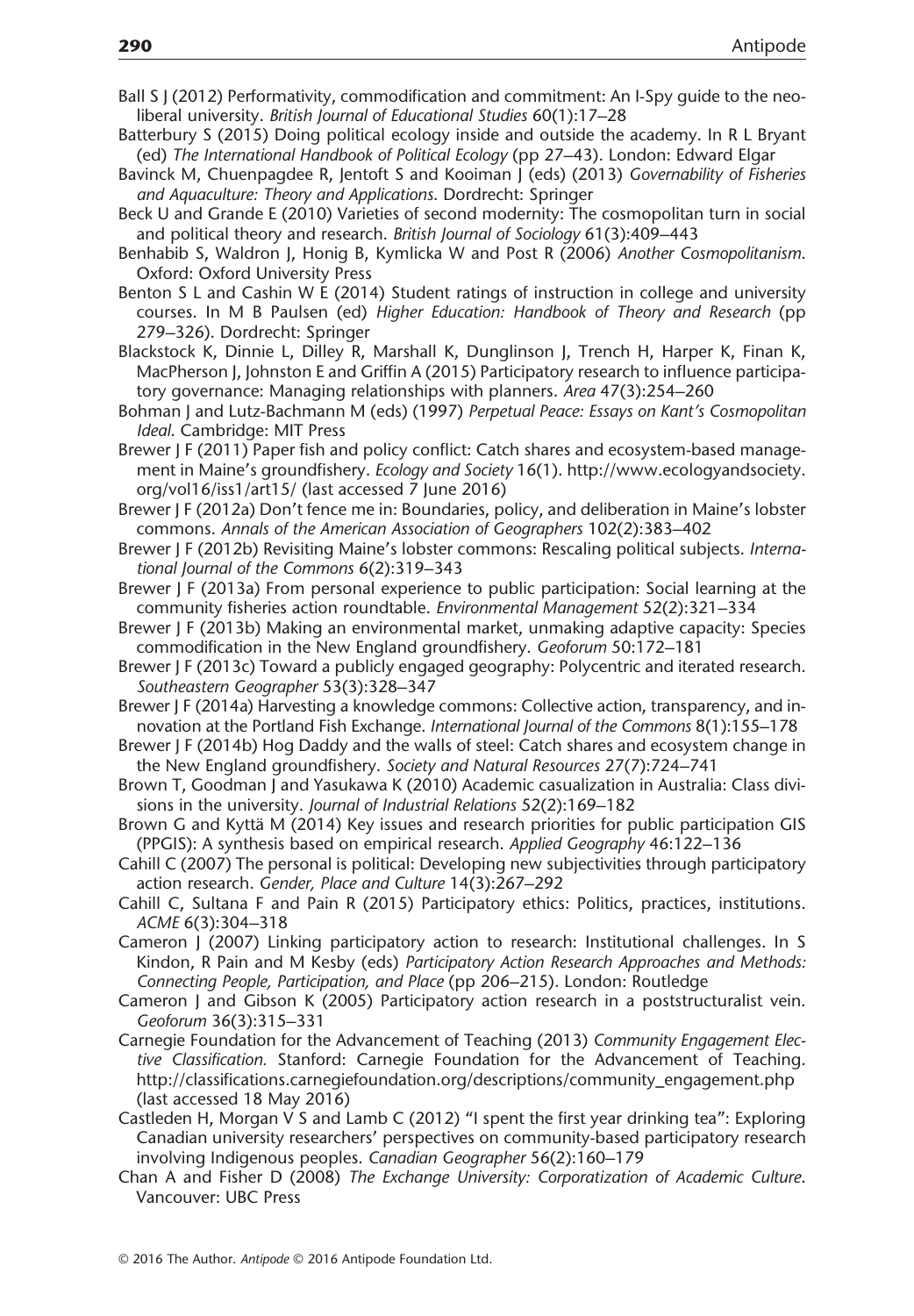Ball S J (2012) Performativity, commodification and commitment: An I-Spy guide to the neoliberal university. *British Journal of Educational Studies* 60(1):17–28

Batterbury S (2015) Doing political ecology inside and outside the academy. In R L Bryant (ed) *The International Handbook of Political Ecology* (pp 27–43). London: Edward Elgar

Bavinck M, Chuenpagdee R, Jentoft S and Kooiman J (eds) (2013) *Governability of Fisheries and Aquaculture: Theory and Applications*. Dordrecht: Springer

Beck U and Grande E (2010) Varieties of second modernity: The cosmopolitan turn in social and political theory and research. *British Journal of Sociology* 61(3):409–443

Benhabib S, Waldron J, Honig B, Kymlicka W and Post R (2006) *Another Cosmopolitanism*. Oxford: Oxford University Press

Benton S L and Cashin W E (2014) Student ratings of instruction in college and university courses. In M B Paulsen (ed) *Higher Education: Handbook of Theory and Research* (pp 279–326). Dordrecht: Springer

Blackstock K, Dinnie L, Dilley R, Marshall K, Dunglinson J, Trench H, Harper K, Finan K, MacPherson J, Johnston E and Griffin A (2015) Participatory research to influence participatory governance: Managing relationships with planners. *Area* 47(3):254–260

Bohman J and Lutz-Bachmann M (eds) (1997) *Perpetual Peace: Essays on Kant's Cosmopolitan Ideal*. Cambridge: MIT Press

Brewer J F (2011) Paper fish and policy conflict: Catch shares and ecosystem-based management in Maine's groundfishery. *Ecology and Society* 16(1). http://www.ecologyandsociety.org/vol16/iss1/art15/ (last accessed 7 June 2016)

Brewer J F (2012a) Don't fence me in: Boundaries, policy, and deliberation in Maine's lobster commons. *Annals of the American Association of Geographers* 102(2):383–402

Brewer J F (2012b) Revisiting Maine's lobster commons: Rescaling political subjects. *International Journal of the Commons* 6(2):319–343

Brewer J F (2013a) From personal experience to public participation: Social learning at the community fisheries action roundtable. *Environmental Management* 52(2):321–334

Brewer J F (2013b) Making an environmental market, unmaking adaptive capacity: Species commodification in the New England groundfishery. *Geoforum* 50:172–181

Brewer J F (2013c) Toward a publicly engaged geography: Polycentric and iterated research. *Southeastern Geographer* 53(3):328–347

Brewer J F (2014a) Harvesting a knowledge commons: Collective action, transparency, and innovation at the Portland Fish Exchange. *International Journal of the Commons* 8(1):155–178

Brewer J F (2014b) Hog Daddy and the walls of steel: Catch shares and ecosystem change in the New England groundfishery. *Society and Natural Resources* 27(7):724–741

Brown T, Goodman J and Yasukawa K (2010) Academic casualization in Australia: Class divisions in the university. *Journal of Industrial Relations* 52(2):169–182

Brown G and Kyttä M (2014) Key issues and research priorities for public participation GIS (PPGIS): A synthesis based on empirical research. *Applied Geography* 46:122–136

Cahill C (2007) The personal is political: Developing new subjectivities through participatory action research. *Gender, Place and Culture* 14(3):267–292

Cahill C, Sultana F and Pain R (2015) Participatory ethics: Politics, practices, institutions. *ACME* 6(3):304–318

Cameron J (2007) Linking participatory action to research: Institutional challenges. In S Kindon, R Pain and M Kesby (eds) *Participatory Action Research Approaches and Methods: Connecting People, Participation, and Place* (pp 206–215). London: Routledge

Cameron J and Gibson K (2005) Participatory action research in a poststructuralist vein. *Geoforum* 36(3):315–331

Carnegie Foundation for the Advancement of Teaching (2013) *Community Engagement Elective Classification.* Stanford: Carnegie Foundation for the Advancement of Teaching. http://classifications.carnegiefoundation.org/descriptions/community_engagement.php (last accessed 18 May 2016)

Castleden H, Morgan V S and Lamb C (2012) "I spent the first year drinking tea": Exploring Canadian university researchers' perspectives on community-based participatory research involving Indigenous peoples. *Canadian Geographer* 56(2):160–179

Chan A and Fisher D (2008) *The Exchange University: Corporatization of Academic Culture*. Vancouver: UBC Press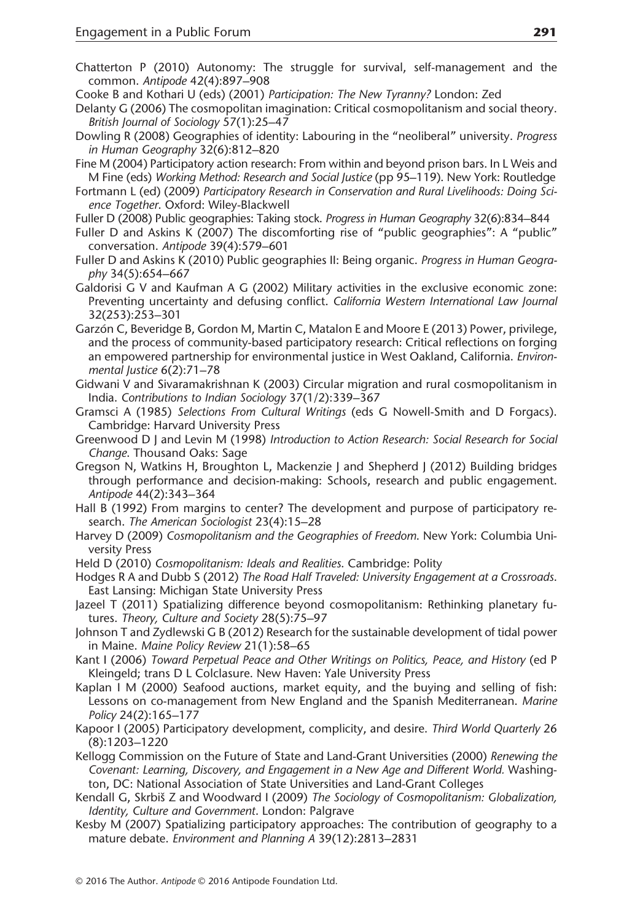Chatterton P (2010) Autonomy: The struggle for survival, self-management and the common. *Antipode* 42(4):897–908

Cooke B and Kothari U (eds) (2001) *Participation: The New Tyranny?* London: Zed

Delanty G (2006) The cosmopolitan imagination: Critical cosmopolitanism and social theory. *British Journal of Sociology* 57(1):25–47

Dowling R (2008) Geographies of identity: Labouring in the "neoliberal" university. *Progress in Human Geography* 32(6):812–820

Fine M (2004) Participatory action research: From within and beyond prison bars. In L Weis and M Fine (eds) *Working Method: Research and Social Justice* (pp 95–119). New York: Routledge

Fortmann L (ed) (2009) *Participatory Research in Conservation and Rural Livelihoods: Doing Science Together*. Oxford: Wiley-Blackwell

Fuller D (2008) Public geographies: Taking stock. *Progress in Human Geography* 32(6):834–844

Fuller D and Askins K (2007) The discomforting rise of "public geographies": A "public" conversation. *Antipode* 39(4):579–601

Fuller D and Askins K (2010) Public geographies II: Being organic. *Progress in Human Geography* 34(5):654–667

Galdorisi G V and Kaufman A G (2002) Military activities in the exclusive economic zone: Preventing uncertainty and defusing conflict. *California Western International Law Journal* 32(253):253–301

Garzón C, Beveridge B, Gordon M, Martin C, Matalon E and Moore E (2013) Power, privilege, and the process of community-based participatory research: Critical reflections on forging an empowered partnership for environmental justice in West Oakland, California. *Environmental Justice* 6(2):71–78

Gidwani V and Sivaramakrishnan K (2003) Circular migration and rural cosmopolitanism in India. *Contributions to Indian Sociology* 37(1/2):339–367

Gramsci A (1985) *Selections From Cultural Writings* (eds G Nowell-Smith and D Forgacs). Cambridge: Harvard University Press

Greenwood D J and Levin M (1998) *Introduction to Action Research: Social Research for Social Change*. Thousand Oaks: Sage

Gregson N, Watkins H, Broughton L, Mackenzie J and Shepherd J (2012) Building bridges through performance and decision-making: Schools, research and public engagement. *Antipode* 44(2):343–364

Hall B (1992) From margins to center? The development and purpose of participatory research. *The American Sociologist* 23(4):15–28

Harvey D (2009) *Cosmopolitanism and the Geographies of Freedom*. New York: Columbia University Press

Held D (2010) *Cosmopolitanism: Ideals and Realities*. Cambridge: Polity

Hodges R A and Dubb S (2012) *The Road Half Traveled: University Engagement at a Crossroads*. East Lansing: Michigan State University Press

Jazeel T (2011) Spatializing difference beyond cosmopolitanism: Rethinking planetary futures. *Theory, Culture and Society* 28(5):75–97

Johnson T and Zydlewski G B (2012) Research for the sustainable development of tidal power in Maine. *Maine Policy Review* 21(1):58–65

Kant I (2006) *Toward Perpetual Peace and Other Writings on Politics, Peace, and History* (ed P Kleingeld; trans D L Colclasure. New Haven: Yale University Press

Kaplan I M (2000) Seafood auctions, market equity, and the buying and selling of fish: Lessons on co-management from New England and the Spanish Mediterranean. *Marine Policy* 24(2):165–177

Kapoor I (2005) Participatory development, complicity, and desire. *Third World Quarterly* 26 (8):1203–1220

Kellogg Commission on the Future of State and Land-Grant Universities (2000) *Renewing the Covenant: Learning, Discovery, and Engagement in a New Age and Different World.* Washington, DC: National Association of State Universities and Land-Grant Colleges

Kendall G, Skrbiš Z and Woodward I (2009) *The Sociology of Cosmopolitanism: Globalization, Identity, Culture and Government*. London: Palgrave

Kesby M (2007) Spatializing participatory approaches: The contribution of geography to a mature debate. *Environment and Planning A* 39(12):2813–2831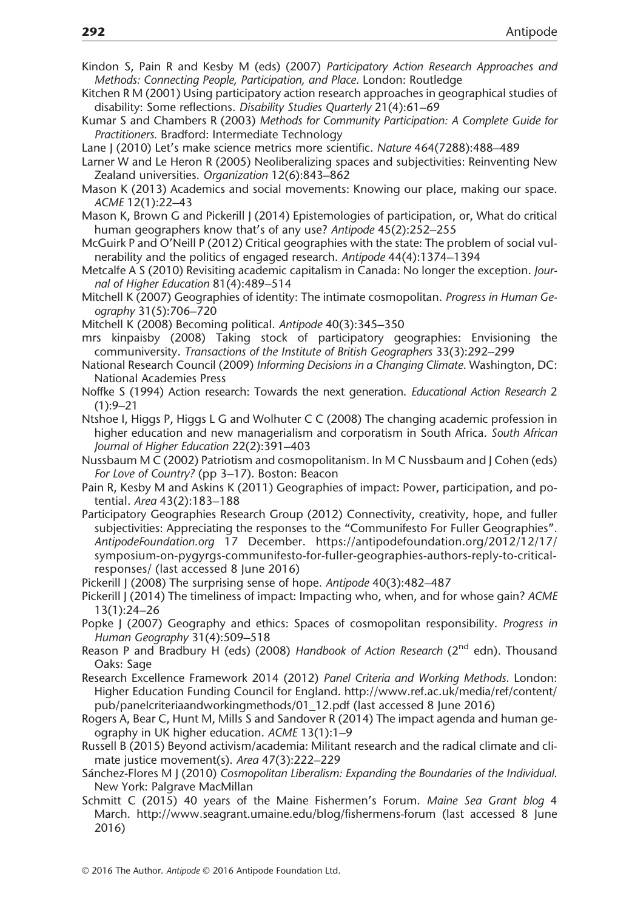Kindon S, Pain R and Kesby M (eds) (2007) *Participatory Action Research Approaches and Methods: Connecting People, Participation, and Place*. London: Routledge

Kitchen R M (2001) Using participatory action research approaches in geographical studies of disability: Some reflections. *Disability Studies Quarterly* 21(4):61–69

Kumar S and Chambers R (2003) *Methods for Community Participation: A Complete Guide for Practitioners.* Bradford: Intermediate Technology

Lane J (2010) Let's make science metrics more scientific. *Nature* 464(7288):488–489

Larner W and Le Heron R (2005) Neoliberalizing spaces and subjectivities: Reinventing New Zealand universities. *Organization* 12(6):843–862

Mason K (2013) Academics and social movements: Knowing our place, making our space. *ACME* 12(1):22–43

Mason K, Brown G and Pickerill J (2014) Epistemologies of participation, or, What do critical human geographers know that's of any use? *Antipode* 45(2):252–255

McGuirk P and O'Neill P (2012) Critical geographies with the state: The problem of social vulnerability and the politics of engaged research. *Antipode* 44(4):1374–1394

Metcalfe A S (2010) Revisiting academic capitalism in Canada: No longer the exception. *Journal of Higher Education* 81(4):489–514

Mitchell K (2007) Geographies of identity: The intimate cosmopolitan. *Progress in Human Geography* 31(5):706–720

Mitchell K (2008) Becoming political. *Antipode* 40(3):345–350

mrs kinpaisby (2008) Taking stock of participatory geographies: Envisioning the communiversity. *Transactions of the Institute of British Geographers* 33(3):292–299

National Research Council (2009) *Informing Decisions in a Changing Climate*. Washington, DC: National Academies Press

Noffke S (1994) Action research: Towards the next generation. *Educational Action Research* 2 (1):9–21

Ntshoe I, Higgs P, Higgs L G and Wolhuter C C (2008) The changing academic profession in higher education and new managerialism and corporatism in South Africa. *South African Journal of Higher Education* 22(2):391–403

Nussbaum M C (2002) Patriotism and cosmopolitanism. In M C Nussbaum and J Cohen (eds) *For Love of Country?* (pp 3–17). Boston: Beacon

Pain R, Kesby M and Askins K (2011) Geographies of impact: Power, participation, and potential. *Area* 43(2):183–188

Participatory Geographies Research Group (2012) Connectivity, creativity, hope, and fuller subjectivities: Appreciating the responses to the "Communifesto For Fuller Geographies". *AntipodeFoundation.org* 17 December. https://antipodefoundation.org/2012/12/17/symposium-on-pygyrgs-communifesto-for-fuller-geographies-authors-reply-to-critical-responses/ (last accessed 8 June 2016)

Pickerill J (2008) The surprising sense of hope. *Antipode* 40(3):482–487

Pickerill J (2014) The timeliness of impact: Impacting who, when, and for whose gain? *ACME* 13(1):24–26

Popke J (2007) Geography and ethics: Spaces of cosmopolitan responsibility. *Progress in Human Geography* 31(4):509–518

Reason P and Bradbury H (eds) (2008) *Handbook of Action Research* (2nd edn). Thousand Oaks: Sage

Research Excellence Framework 2014 (2012) *Panel Criteria and Working Methods*. London: Higher Education Funding Council for England. http://www.ref.ac.uk/media/ref/content/pub/panelcriteriaandworkingmethods/01_12.pdf (last accessed 8 June 2016)

Rogers A, Bear C, Hunt M, Mills S and Sandover R (2014) The impact agenda and human geography in UK higher education. *ACME* 13(1):1–9

Russell B (2015) Beyond activism/academia: Militant research and the radical climate and climate justice movement(s). *Area* 47(3):222–229

Sánchez-Flores M J (2010) *Cosmopolitan Liberalism: Expanding the Boundaries of the Individual*. New York: Palgrave MacMillan

Schmitt C (2015) 40 years of the Maine Fishermen's Forum. *Maine Sea Grant blog* 4 March. http://www.seagrant.umaine.edu/blog/fishermens-forum (last accessed 8 June 2016)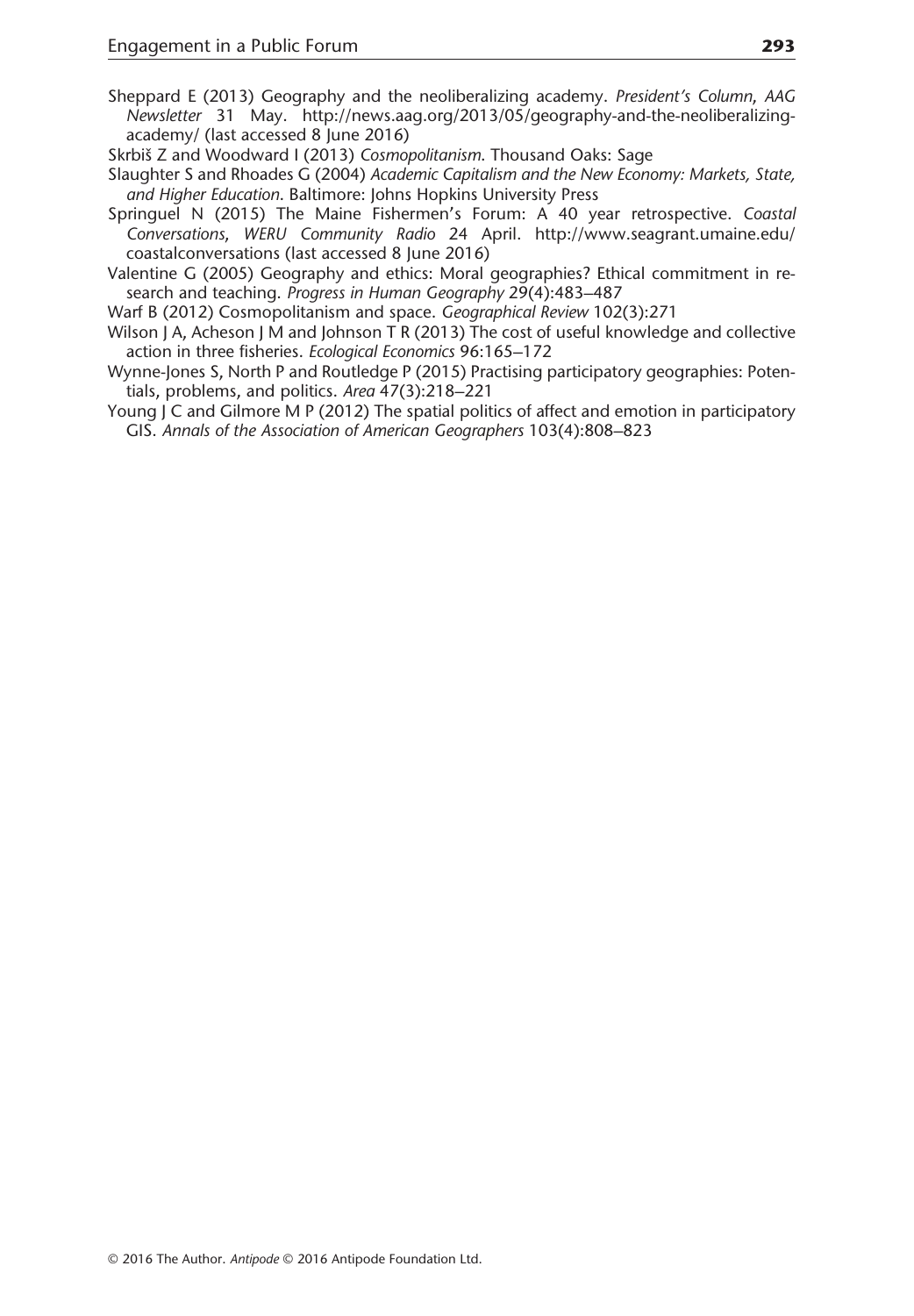Sheppard E (2013) Geography and the neoliberalizing academy. *President's Column, AAG Newsletter* 31 May. http://news.aag.org/2013/05/geography-and-the-neoliberalizing-academy/ (last accessed 8 June 2016)

Skrbiš Z and Woodward I (2013) *Cosmopolitanism*. Thousand Oaks: Sage

Slaughter S and Rhoades G (2004) *Academic Capitalism and the New Economy: Markets, State, and Higher Education*. Baltimore: Johns Hopkins University Press

Springuel N (2015) The Maine Fishermen's Forum: A 40 year retrospective. *Coastal Conversations, WERU Community Radio* 24 April. http://www.seagrant.umaine.edu/coastalconversations (last accessed 8 June 2016)

Valentine G (2005) Geography and ethics: Moral geographies? Ethical commitment in research and teaching. *Progress in Human Geography* 29(4):483–487

Warf B (2012) Cosmopolitanism and space. *Geographical Review* 102(3):271

Wilson J A, Acheson J M and Johnson T R (2013) The cost of useful knowledge and collective action in three fisheries. *Ecological Economics* 96:165–172

Wynne-Jones S, North P and Routledge P (2015) Practising participatory geographies: Potentials, problems, and politics. *Area* 47(3):218–221

Young J C and Gilmore M P (2012) The spatial politics of affect and emotion in participatory GIS. *Annals of the Association of American Geographers* 103(4):808–823